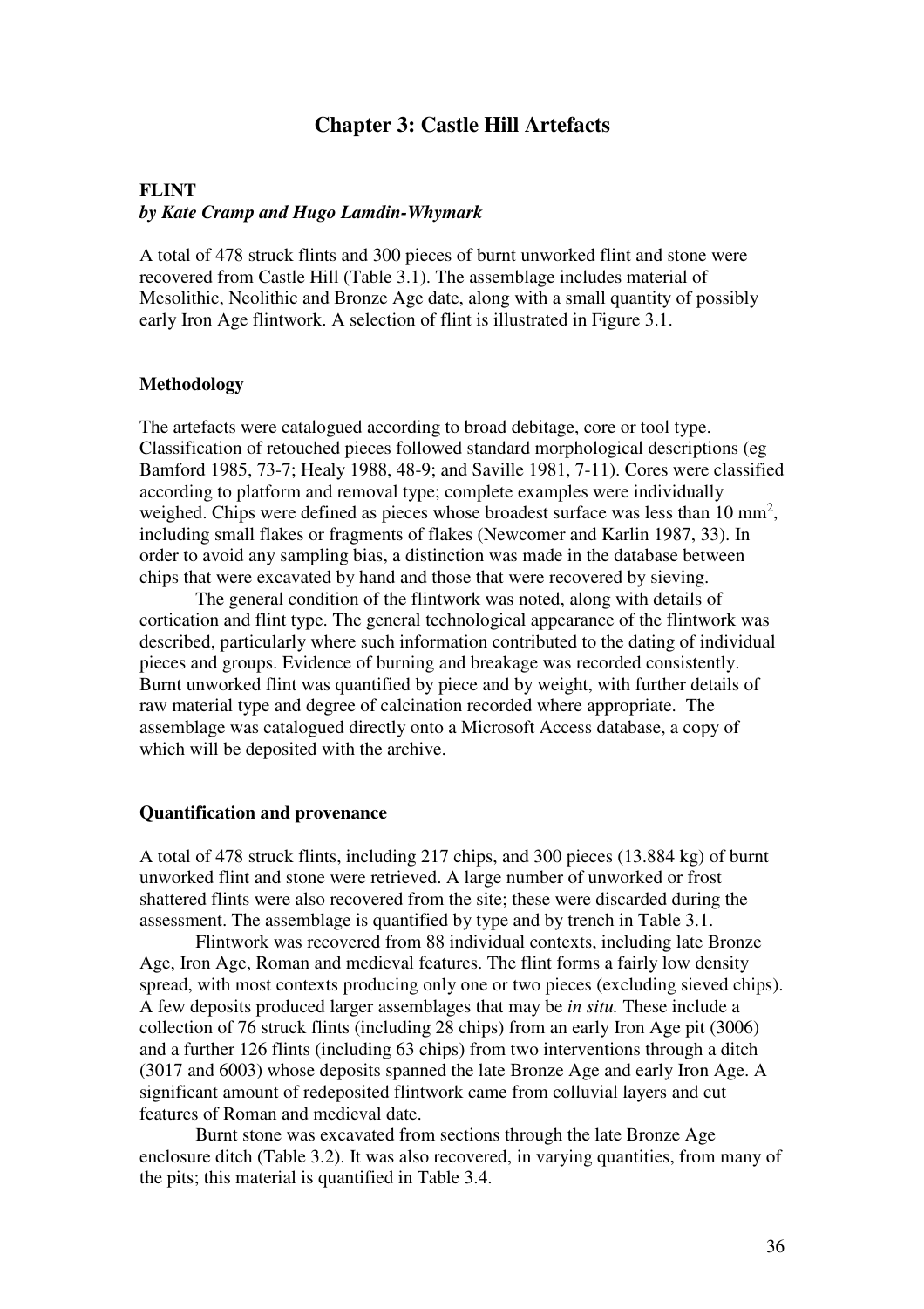# Chapter 3: Castle Hill Artefacts

## FLINT

***by Kate Cramp and Hugo Lamdin-Whymark***

A total of 478 struck flints and 300 pieces of burnt unworked flint and stone were recovered from Castle Hill (Table 3.1). The assemblage includes material of Mesolithic, Neolithic and Bronze Age date, along with a small quantity of possibly early Iron Age flintwork. A selection of flint is illustrated in Figure 3.1.

### Methodology

The artefacts were catalogued according to broad debitage, core or tool type. Classification of retouched pieces followed standard morphological descriptions (eg Bamford 1985, 73-7; Healy 1988, 48-9; and Saville 1981, 7-11). Cores were classified according to platform and removal type; complete examples were individually weighed. Chips were defined as pieces whose broadest surface was less than 10 $mm^2$, including small flakes or fragments of flakes (Newcomer and Karlin 1987, 33). In order to avoid any sampling bias, a distinction was made in the database between chips that were excavated by hand and those that were recovered by sieving.

The general condition of the flintwork was noted, along with details of cortication and flint type. The general technological appearance of the flintwork was described, particularly where such information contributed to the dating of individual pieces and groups. Evidence of burning and breakage was recorded consistently. Burnt unworked flint was quantified by piece and by weight, with further details of raw material type and degree of calcination recorded where appropriate. The assemblage was catalogued directly onto a Microsoft Access database, a copy of which will be deposited with the archive.

### Quantification and provenance

A total of 478 struck flints, including 217 chips, and 300 pieces (13.884 kg) of burnt unworked flint and stone were retrieved. A large number of unworked or frost shattered flints were also recovered from the site; these were discarded during the assessment. The assemblage is quantified by type and by trench in Table 3.1.

Flintwork was recovered from 88 individual contexts, including late Bronze Age, Iron Age, Roman and medieval features. The flint forms a fairly low density spread, with most contexts producing only one or two pieces (excluding sieved chips). A few deposits produced larger assemblages that may be *in situ.* These include a collection of 76 struck flints (including 28 chips) from an early Iron Age pit (3006) and a further 126 flints (including 63 chips) from two interventions through a ditch (3017 and 6003) whose deposits spanned the late Bronze Age and early Iron Age. A significant amount of redeposited flintwork came from colluvial layers and cut features of Roman and medieval date.

Burnt stone was excavated from sections through the late Bronze Age enclosure ditch (Table 3.2). It was also recovered, in varying quantities, from many of the pits; this material is quantified in Table 3.4.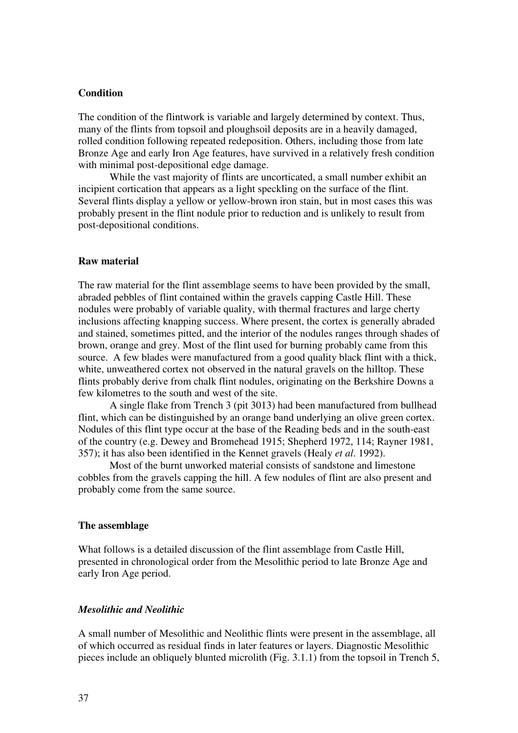### Condition

The condition of the flintwork is variable and largely determined by context. Thus, many of the flints from topsoil and ploughsoil deposits are in a heavily damaged, rolled condition following repeated redeposition. Others, including those from late Bronze Age and early Iron Age features, have survived in a relatively fresh condition with minimal post-depositional edge damage.

While the vast majority of flints are uncorticated, a small number exhibit an incipient cortication that appears as a light speckling on the surface of the flint. Several flints display a yellow or yellow-brown iron stain, but in most cases this was probably present in the flint nodule prior to reduction and is unlikely to result from post-depositional conditions.

### Raw material

The raw material for the flint assemblage seems to have been provided by the small, abraded pebbles of flint contained within the gravels capping Castle Hill. These nodules were probably of variable quality, with thermal fractures and large cherty inclusions affecting knapping success. Where present, the cortex is generally abraded and stained, sometimes pitted, and the interior of the nodules ranges through shades of brown, orange and grey. Most of the flint used for burning probably came from this source. A few blades were manufactured from a good quality black flint with a thick, white, unweathered cortex not observed in the natural gravels on the hilltop. These flints probably derive from chalk flint nodules, originating on the Berkshire Downs a few kilometres to the south and west of the site.

A single flake from Trench 3 (pit 3013) had been manufactured from bullhead flint, which can be distinguished by an orange band underlying an olive green cortex. Nodules of this flint type occur at the base of the Reading beds and in the south-east of the country (e.g. Dewey and Bromehead 1915; Shepherd 1972, 114; Rayner 1981, 357); it has also been identified in the Kennet gravels (Healy *et al*. 1992).

Most of the burnt unworked material consists of sandstone and limestone cobbles from the gravels capping the hill. A few nodules of flint are also present and probably come from the same source.

### The assemblage

What follows is a detailed discussion of the flint assemblage from Castle Hill, presented in chronological order from the Mesolithic period to late Bronze Age and early Iron Age period.

#### *Mesolithic and Neolithic*

A small number of Mesolithic and Neolithic flints were present in the assemblage, all of which occurred as residual finds in later features or layers. Diagnostic Mesolithic pieces include an obliquely blunted microlith (Fig. 3.1.1) from the topsoil in Trench 5,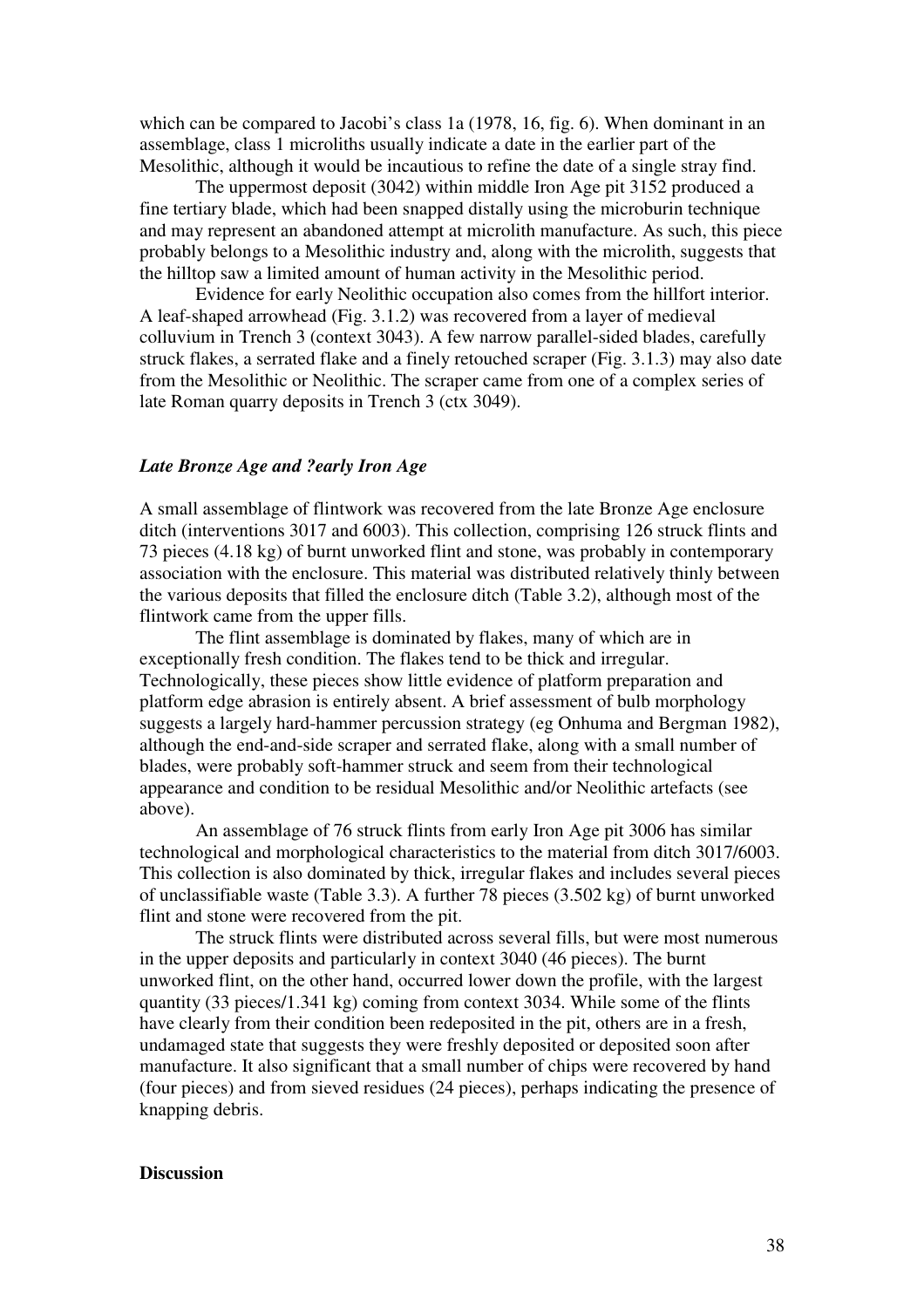which can be compared to Jacobi's class 1a (1978, 16, fig. 6). When dominant in an assemblage, class 1 microliths usually indicate a date in the earlier part of the Mesolithic, although it would be incautious to refine the date of a single stray find.

The uppermost deposit (3042) within middle Iron Age pit 3152 produced a fine tertiary blade, which had been snapped distally using the microburin technique and may represent an abandoned attempt at microlith manufacture. As such, this piece probably belongs to a Mesolithic industry and, along with the microlith, suggests that the hilltop saw a limited amount of human activity in the Mesolithic period.

Evidence for early Neolithic occupation also comes from the hillfort interior. A leaf-shaped arrowhead (Fig. 3.1.2) was recovered from a layer of medieval colluvium in Trench 3 (context 3043). A few narrow parallel-sided blades, carefully struck flakes, a serrated flake and a finely retouched scraper (Fig. 3.1.3) may also date from the Mesolithic or Neolithic. The scraper came from one of a complex series of late Roman quarry deposits in Trench 3 (ctx 3049).

### *Late Bronze Age and ?early Iron Age*

A small assemblage of flintwork was recovered from the late Bronze Age enclosure ditch (interventions 3017 and 6003). This collection, comprising 126 struck flints and 73 pieces (4.18 kg) of burnt unworked flint and stone, was probably in contemporary association with the enclosure. This material was distributed relatively thinly between the various deposits that filled the enclosure ditch (Table 3.2), although most of the flintwork came from the upper fills.

The flint assemblage is dominated by flakes, many of which are in exceptionally fresh condition. The flakes tend to be thick and irregular. Technologically, these pieces show little evidence of platform preparation and platform edge abrasion is entirely absent. A brief assessment of bulb morphology suggests a largely hard-hammer percussion strategy (eg Onhuma and Bergman 1982), although the end-and-side scraper and serrated flake, along with a small number of blades, were probably soft-hammer struck and seem from their technological appearance and condition to be residual Mesolithic and/or Neolithic artefacts (see above).

An assemblage of 76 struck flints from early Iron Age pit 3006 has similar technological and morphological characteristics to the material from ditch 3017/6003. This collection is also dominated by thick, irregular flakes and includes several pieces of unclassifiable waste (Table 3.3). A further 78 pieces (3.502 kg) of burnt unworked flint and stone were recovered from the pit.

The struck flints were distributed across several fills, but were most numerous in the upper deposits and particularly in context 3040 (46 pieces). The burnt unworked flint, on the other hand, occurred lower down the profile, with the largest quantity (33 pieces/1.341 kg) coming from context 3034. While some of the flints have clearly from their condition been redeposited in the pit, others are in a fresh, undamaged state that suggests they were freshly deposited or deposited soon after manufacture. It also significant that a small number of chips were recovered by hand (four pieces) and from sieved residues (24 pieces), perhaps indicating the presence of knapping debris.

### **Discussion**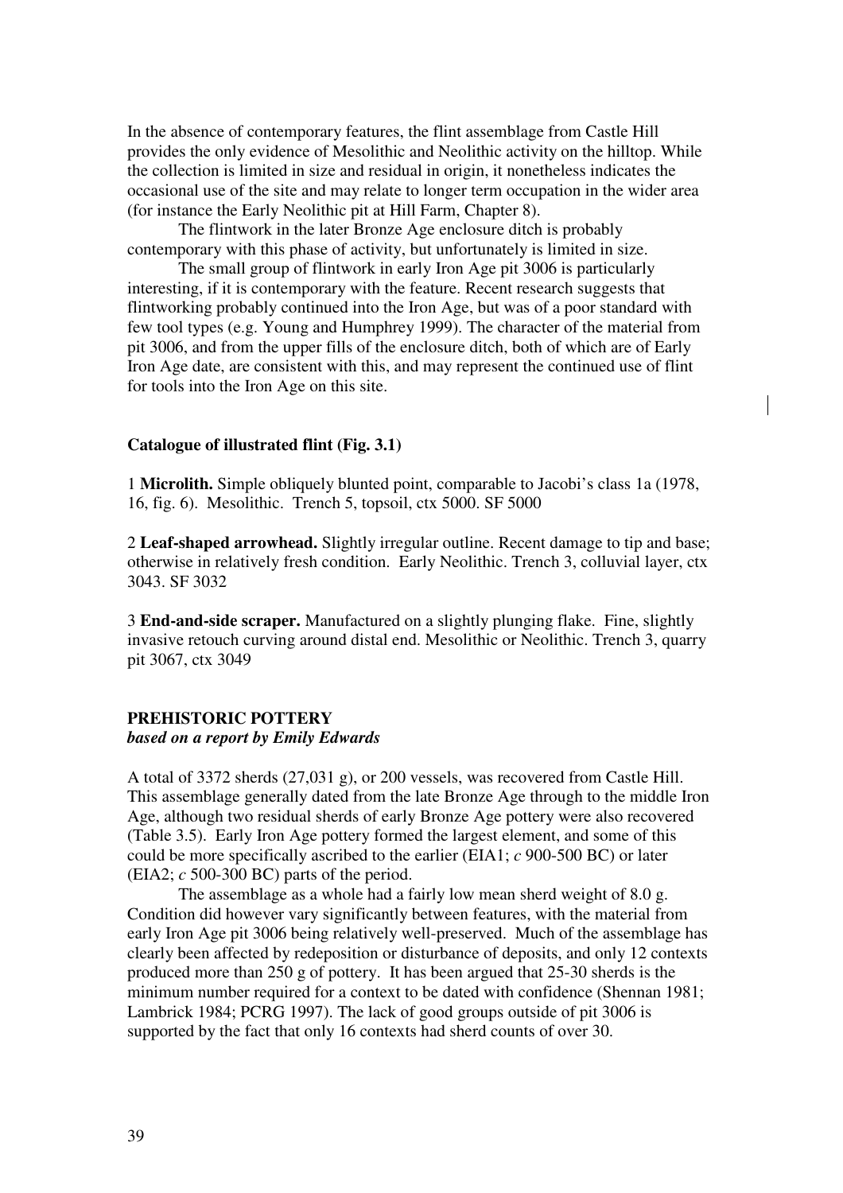In the absence of contemporary features, the flint assemblage from Castle Hill provides the only evidence of Mesolithic and Neolithic activity on the hilltop. While the collection is limited in size and residual in origin, it nonetheless indicates the occasional use of the site and may relate to longer term occupation in the wider area (for instance the Early Neolithic pit at Hill Farm, Chapter 8).

The flintwork in the later Bronze Age enclosure ditch is probably contemporary with this phase of activity, but unfortunately is limited in size.

The small group of flintwork in early Iron Age pit 3006 is particularly interesting, if it is contemporary with the feature. Recent research suggests that flintworking probably continued into the Iron Age, but was of a poor standard with few tool types (e.g. Young and Humphrey 1999). The character of the material from pit 3006, and from the upper fills of the enclosure ditch, both of which are of Early Iron Age date, are consistent with this, and may represent the continued use of flint for tools into the Iron Age on this site.

**Catalogue of illustrated flint (Fig. 3.1)**

1 **Microlith.** Simple obliquely blunted point, comparable to Jacobi's class 1a (1978, 16, fig. 6). Mesolithic. Trench 5, topsoil, ctx 5000. SF 5000

2 **Leaf-shaped arrowhead.** Slightly irregular outline. Recent damage to tip and base; otherwise in relatively fresh condition. Early Neolithic. Trench 3, colluvial layer, ctx 3043. SF 3032

3 **End-and-side scraper.** Manufactured on a slightly plunging flake. Fine, slightly invasive retouch curving around distal end. Mesolithic or Neolithic. Trench 3, quarry pit 3067, ctx 3049

## PREHISTORIC POTTERY

***based on a report by Emily Edwards***

A total of 3372 sherds (27,031 g), or 200 vessels, was recovered from Castle Hill. This assemblage generally dated from the late Bronze Age through to the middle Iron Age, although two residual sherds of early Bronze Age pottery were also recovered (Table 3.5). Early Iron Age pottery formed the largest element, and some of this could be more specifically ascribed to the earlier (EIA1; *c* 900-500 BC) or later (EIA2; *c* 500-300 BC) parts of the period.

The assemblage as a whole had a fairly low mean sherd weight of 8.0 g. Condition did however vary significantly between features, with the material from early Iron Age pit 3006 being relatively well-preserved. Much of the assemblage has clearly been affected by redeposition or disturbance of deposits, and only 12 contexts produced more than 250 g of pottery. It has been argued that 25-30 sherds is the minimum number required for a context to be dated with confidence (Shennan 1981; Lambrick 1984; PCRG 1997). The lack of good groups outside of pit 3006 is supported by the fact that only 16 contexts had sherd counts of over 30.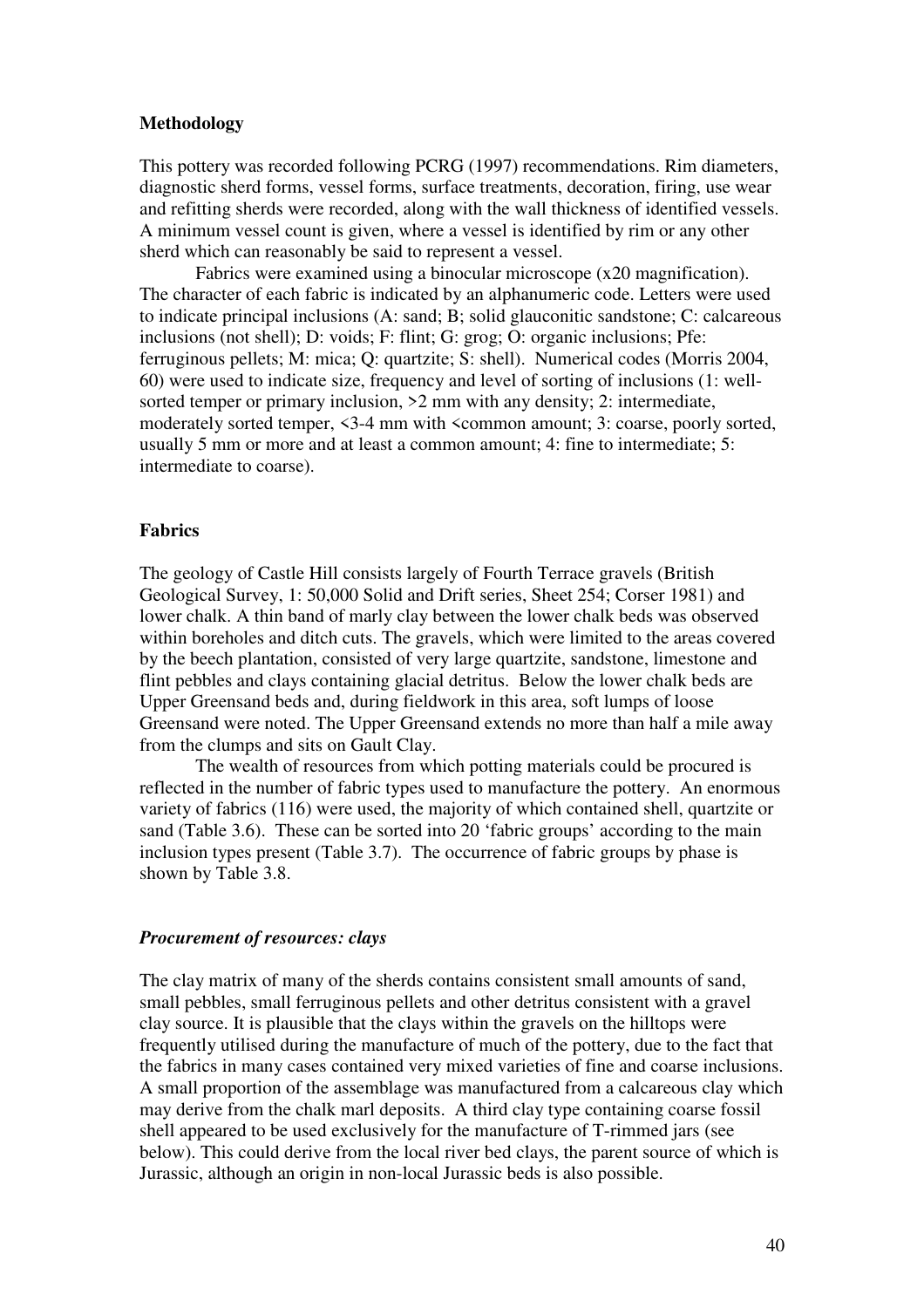**Methodology**

This pottery was recorded following PCRG (1997) recommendations. Rim diameters, diagnostic sherd forms, vessel forms, surface treatments, decoration, firing, use wear and refitting sherds were recorded, along with the wall thickness of identified vessels. A minimum vessel count is given, where a vessel is identified by rim or any other sherd which can reasonably be said to represent a vessel.

Fabrics were examined using a binocular microscope (x20 magnification). The character of each fabric is indicated by an alphanumeric code. Letters were used to indicate principal inclusions (A: sand; B; solid glauconitic sandstone; C: calcareous inclusions (not shell); D: voids; F: flint; G: grog; O: organic inclusions; Pfe: ferruginous pellets; M: mica; Q: quartzite; S: shell). Numerical codes (Morris 2004, 60) were used to indicate size, frequency and level of sorting of inclusions (1: well-sorted temper or primary inclusion, >2 mm with any density; 2: intermediate, moderately sorted temper, <3-4 mm with <common amount; 3: coarse, poorly sorted, usually 5 mm or more and at least a common amount; 4: fine to intermediate; 5: intermediate to coarse).

**Fabrics**

The geology of Castle Hill consists largely of Fourth Terrace gravels (British Geological Survey, 1: 50,000 Solid and Drift series, Sheet 254; Corser 1981) and lower chalk. A thin band of marly clay between the lower chalk beds was observed within boreholes and ditch cuts. The gravels, which were limited to the areas covered by the beech plantation, consisted of very large quartzite, sandstone, limestone and flint pebbles and clays containing glacial detritus. Below the lower chalk beds are Upper Greensand beds and, during fieldwork in this area, soft lumps of loose Greensand were noted. The Upper Greensand extends no more than half a mile away from the clumps and sits on Gault Clay.

The wealth of resources from which potting materials could be procured is reflected in the number of fabric types used to manufacture the pottery. An enormous variety of fabrics (116) were used, the majority of which contained shell, quartzite or sand (Table 3.6). These can be sorted into 20 'fabric groups' according to the main inclusion types present (Table 3.7). The occurrence of fabric groups by phase is shown by Table 3.8.

***Procurement of resources: clays***

The clay matrix of many of the sherds contains consistent small amounts of sand, small pebbles, small ferruginous pellets and other detritus consistent with a gravel clay source. It is plausible that the clays within the gravels on the hilltops were frequently utilised during the manufacture of much of the pottery, due to the fact that the fabrics in many cases contained very mixed varieties of fine and coarse inclusions. A small proportion of the assemblage was manufactured from a calcareous clay which may derive from the chalk marl deposits. A third clay type containing coarse fossil shell appeared to be used exclusively for the manufacture of T-rimmed jars (see below). This could derive from the local river bed clays, the parent source of which is Jurassic, although an origin in non-local Jurassic beds is also possible.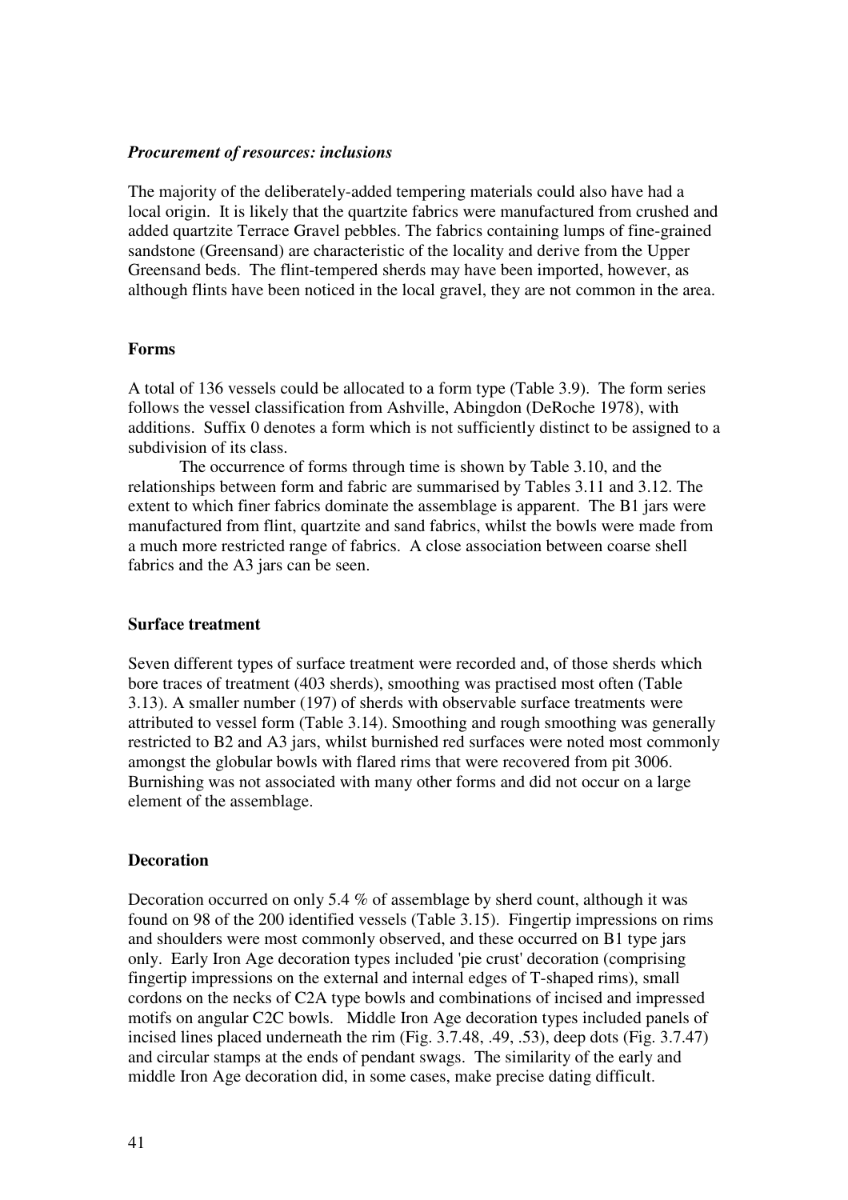### *Procurement of resources: inclusions*

The majority of the deliberately-added tempering materials could also have had a local origin. It is likely that the quartzite fabrics were manufactured from crushed and added quartzite Terrace Gravel pebbles. The fabrics containing lumps of fine-grained sandstone (Greensand) are characteristic of the locality and derive from the Upper Greensand beds. The flint-tempered sherds may have been imported, however, as although flints have been noticed in the local gravel, they are not common in the area.

### **Forms**

A total of 136 vessels could be allocated to a form type (Table 3.9). The form series follows the vessel classification from Ashville, Abingdon (DeRoche 1978), with additions. Suffix 0 denotes a form which is not sufficiently distinct to be assigned to a subdivision of its class.

The occurrence of forms through time is shown by Table 3.10, and the relationships between form and fabric are summarised by Tables 3.11 and 3.12. The extent to which finer fabrics dominate the assemblage is apparent. The B1 jars were manufactured from flint, quartzite and sand fabrics, whilst the bowls were made from a much more restricted range of fabrics. A close association between coarse shell fabrics and the A3 jars can be seen.

### **Surface treatment**

Seven different types of surface treatment were recorded and, of those sherds which bore traces of treatment (403 sherds), smoothing was practised most often (Table 3.13). A smaller number (197) of sherds with observable surface treatments were attributed to vessel form (Table 3.14). Smoothing and rough smoothing was generally restricted to B2 and A3 jars, whilst burnished red surfaces were noted most commonly amongst the globular bowls with flared rims that were recovered from pit 3006. Burnishing was not associated with many other forms and did not occur on a large element of the assemblage.

### **Decoration**

Decoration occurred on only 5.4 % of assemblage by sherd count, although it was found on 98 of the 200 identified vessels (Table 3.15). Fingertip impressions on rims and shoulders were most commonly observed, and these occurred on B1 type jars only. Early Iron Age decoration types included 'pie crust' decoration (comprising fingertip impressions on the external and internal edges of T-shaped rims), small cordons on the necks of C2A type bowls and combinations of incised and impressed motifs on angular C2C bowls. Middle Iron Age decoration types included panels of incised lines placed underneath the rim (Fig. 3.7.48, .49, .53), deep dots (Fig. 3.7.47) and circular stamps at the ends of pendant swags. The similarity of the early and middle Iron Age decoration did, in some cases, make precise dating difficult.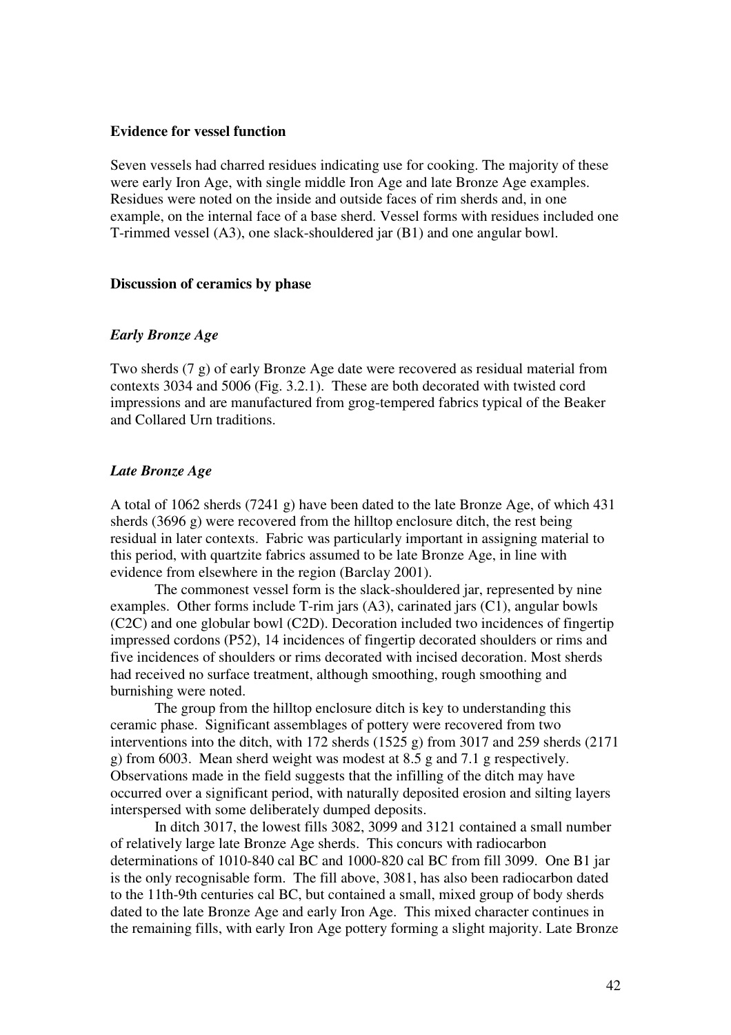**Evidence for vessel function**

Seven vessels had charred residues indicating use for cooking. The majority of these were early Iron Age, with single middle Iron Age and late Bronze Age examples. Residues were noted on the inside and outside faces of rim sherds and, in one example, on the internal face of a base sherd. Vessel forms with residues included one T-rimmed vessel (A3), one slack-shouldered jar (B1) and one angular bowl.

**Discussion of ceramics by phase**

***Early Bronze Age***

Two sherds (7 g) of early Bronze Age date were recovered as residual material from contexts 3034 and 5006 (Fig. 3.2.1). These are both decorated with twisted cord impressions and are manufactured from grog-tempered fabrics typical of the Beaker and Collared Urn traditions.

***Late Bronze Age***

A total of 1062 sherds (7241 g) have been dated to the late Bronze Age, of which 431 sherds (3696 g) were recovered from the hilltop enclosure ditch, the rest being residual in later contexts. Fabric was particularly important in assigning material to this period, with quartzite fabrics assumed to be late Bronze Age, in line with evidence from elsewhere in the region (Barclay 2001).

The commonest vessel form is the slack-shouldered jar, represented by nine examples. Other forms include T-rim jars (A3), carinated jars (C1), angular bowls (C2C) and one globular bowl (C2D). Decoration included two incidences of fingertip impressed cordons (P52), 14 incidences of fingertip decorated shoulders or rims and five incidences of shoulders or rims decorated with incised decoration. Most sherds had received no surface treatment, although smoothing, rough smoothing and burnishing were noted.

The group from the hilltop enclosure ditch is key to understanding this ceramic phase. Significant assemblages of pottery were recovered from two interventions into the ditch, with 172 sherds (1525 g) from 3017 and 259 sherds (2171 g) from 6003. Mean sherd weight was modest at 8.5 g and 7.1 g respectively. Observations made in the field suggests that the infilling of the ditch may have occurred over a significant period, with naturally deposited erosion and silting layers interspersed with some deliberately dumped deposits.

In ditch 3017, the lowest fills 3082, 3099 and 3121 contained a small number of relatively large late Bronze Age sherds. This concurs with radiocarbon determinations of 1010-840 cal BC and 1000-820 cal BC from fill 3099. One B1 jar is the only recognisable form. The fill above, 3081, has also been radiocarbon dated to the 11th-9th centuries cal BC, but contained a small, mixed group of body sherds dated to the late Bronze Age and early Iron Age. This mixed character continues in the remaining fills, with early Iron Age pottery forming a slight majority. Late Bronze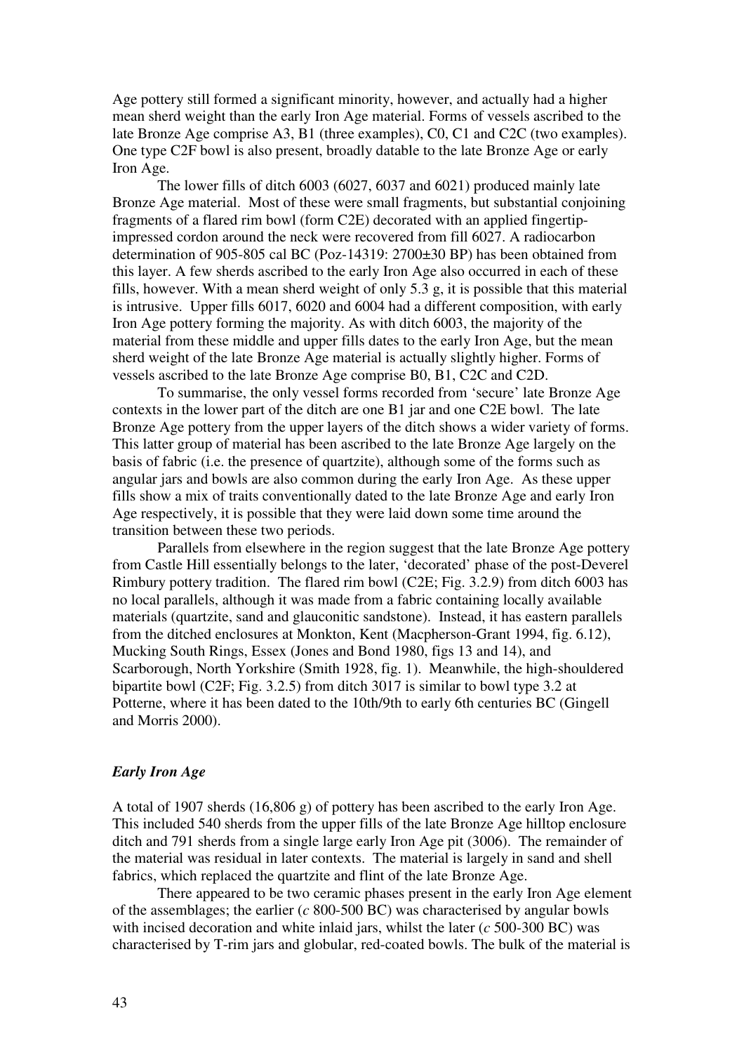Age pottery still formed a significant minority, however, and actually had a higher mean sherd weight than the early Iron Age material. Forms of vessels ascribed to the late Bronze Age comprise A3, B1 (three examples), C0, C1 and C2C (two examples). One type C2F bowl is also present, broadly datable to the late Bronze Age or early Iron Age.

The lower fills of ditch 6003 (6027, 6037 and 6021) produced mainly late Bronze Age material. Most of these were small fragments, but substantial conjoining fragments of a flared rim bowl (form C2E) decorated with an applied fingertip-impressed cordon around the neck were recovered from fill 6027. A radiocarbon determination of 905-805 cal BC (Poz-14319: 2700±30 BP) has been obtained from this layer. A few sherds ascribed to the early Iron Age also occurred in each of these fills, however. With a mean sherd weight of only 5.3 g, it is possible that this material is intrusive. Upper fills 6017, 6020 and 6004 had a different composition, with early Iron Age pottery forming the majority. As with ditch 6003, the majority of the material from these middle and upper fills dates to the early Iron Age, but the mean sherd weight of the late Bronze Age material is actually slightly higher. Forms of vessels ascribed to the late Bronze Age comprise B0, B1, C2C and C2D.

To summarise, the only vessel forms recorded from 'secure' late Bronze Age contexts in the lower part of the ditch are one B1 jar and one C2E bowl. The late Bronze Age pottery from the upper layers of the ditch shows a wider variety of forms. This latter group of material has been ascribed to the late Bronze Age largely on the basis of fabric (i.e. the presence of quartzite), although some of the forms such as angular jars and bowls are also common during the early Iron Age. As these upper fills show a mix of traits conventionally dated to the late Bronze Age and early Iron Age respectively, it is possible that they were laid down some time around the transition between these two periods.

Parallels from elsewhere in the region suggest that the late Bronze Age pottery from Castle Hill essentially belongs to the later, 'decorated' phase of the post-Deverel Rimbury pottery tradition. The flared rim bowl (C2E; Fig. 3.2.9) from ditch 6003 has no local parallels, although it was made from a fabric containing locally available materials (quartzite, sand and glauconitic sandstone). Instead, it has eastern parallels from the ditched enclosures at Monkton, Kent (Macpherson-Grant 1994, fig. 6.12), Mucking South Rings, Essex (Jones and Bond 1980, figs 13 and 14), and Scarborough, North Yorkshire (Smith 1928, fig. 1). Meanwhile, the high-shouldered bipartite bowl (C2F; Fig. 3.2.5) from ditch 3017 is similar to bowl type 3.2 at Potterne, where it has been dated to the 10th/9th to early 6th centuries BC (Gingell and Morris 2000).

### *Early Iron Age*

A total of 1907 sherds (16,806 g) of pottery has been ascribed to the early Iron Age. This included 540 sherds from the upper fills of the late Bronze Age hilltop enclosure ditch and 791 sherds from a single large early Iron Age pit (3006). The remainder of the material was residual in later contexts. The material is largely in sand and shell fabrics, which replaced the quartzite and flint of the late Bronze Age.

There appeared to be two ceramic phases present in the early Iron Age element of the assemblages; the earlier (*c* 800-500 BC) was characterised by angular bowls with incised decoration and white inlaid jars, whilst the later (*c* 500-300 BC) was characterised by T-rim jars and globular, red-coated bowls. The bulk of the material is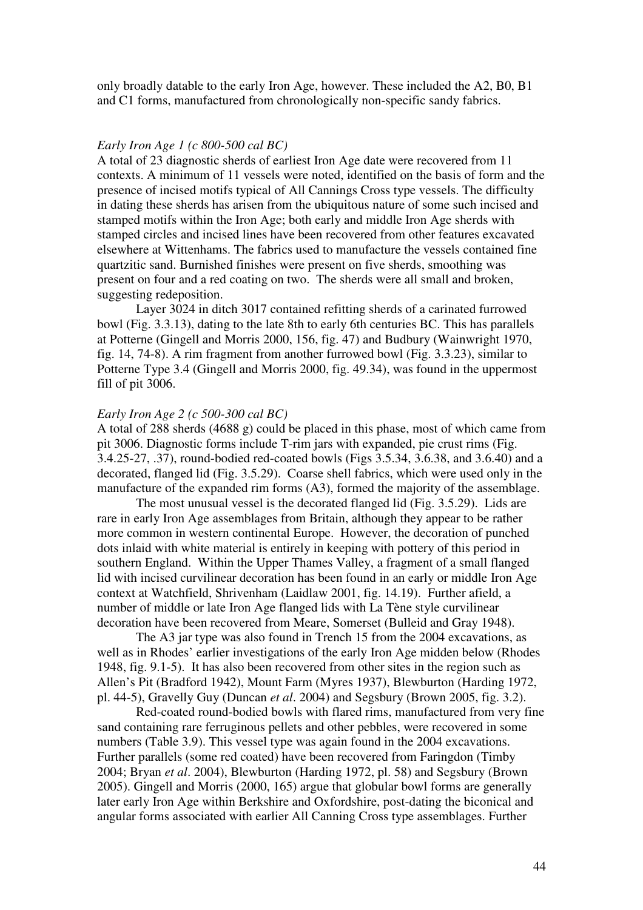only broadly datable to the early Iron Age, however. These included the A2, B0, B1 and C1 forms, manufactured from chronologically non-specific sandy fabrics.

### *Early Iron Age 1 (c 800-500 cal BC)*

A total of 23 diagnostic sherds of earliest Iron Age date were recovered from 11 contexts. A minimum of 11 vessels were noted, identified on the basis of form and the presence of incised motifs typical of All Cannings Cross type vessels. The difficulty in dating these sherds has arisen from the ubiquitous nature of some such incised and stamped motifs within the Iron Age; both early and middle Iron Age sherds with stamped circles and incised lines have been recovered from other features excavated elsewhere at Wittenhams. The fabrics used to manufacture the vessels contained fine quartzitic sand. Burnished finishes were present on five sherds, smoothing was present on four and a red coating on two. The sherds were all small and broken, suggesting redeposition.

Layer 3024 in ditch 3017 contained refitting sherds of a carinated furrowed bowl (Fig. 3.3.13), dating to the late 8th to early 6th centuries BC. This has parallels at Potterne (Gingell and Morris 2000, 156, fig. 47) and Budbury (Wainwright 1970, fig. 14, 74-8). A rim fragment from another furrowed bowl (Fig. 3.3.23), similar to Potterne Type 3.4 (Gingell and Morris 2000, fig. 49.34), was found in the uppermost fill of pit 3006.

### *Early Iron Age 2 (c 500-300 cal BC)*

A total of 288 sherds (4688 g) could be placed in this phase, most of which came from pit 3006. Diagnostic forms include T-rim jars with expanded, pie crust rims (Fig. 3.4.25-27, .37), round-bodied red-coated bowls (Figs 3.5.34, 3.6.38, and 3.6.40) and a decorated, flanged lid (Fig. 3.5.29). Coarse shell fabrics, which were used only in the manufacture of the expanded rim forms (A3), formed the majority of the assemblage.

The most unusual vessel is the decorated flanged lid (Fig. 3.5.29). Lids are rare in early Iron Age assemblages from Britain, although they appear to be rather more common in western continental Europe. However, the decoration of punched dots inlaid with white material is entirely in keeping with pottery of this period in southern England. Within the Upper Thames Valley, a fragment of a small flanged lid with incised curvilinear decoration has been found in an early or middle Iron Age context at Watchfield, Shrivenham (Laidlaw 2001, fig. 14.19). Further afield, a number of middle or late Iron Age flanged lids with La Tène style curvilinear decoration have been recovered from Meare, Somerset (Bulleid and Gray 1948).

The A3 jar type was also found in Trench 15 from the 2004 excavations, as well as in Rhodes' earlier investigations of the early Iron Age midden below (Rhodes 1948, fig. 9.1-5). It has also been recovered from other sites in the region such as Allen's Pit (Bradford 1942), Mount Farm (Myres 1937), Blewburton (Harding 1972, pl. 44-5), Gravelly Guy (Duncan *et al*. 2004) and Segsbury (Brown 2005, fig. 3.2).

Red-coated round-bodied bowls with flared rims, manufactured from very fine sand containing rare ferruginous pellets and other pebbles, were recovered in some numbers (Table 3.9). This vessel type was again found in the 2004 excavations. Further parallels (some red coated) have been recovered from Faringdon (Timby 2004; Bryan *et al*. 2004), Blewburton (Harding 1972, pl. 58) and Segsbury (Brown 2005). Gingell and Morris (2000, 165) argue that globular bowl forms are generally later early Iron Age within Berkshire and Oxfordshire, post-dating the biconical and angular forms associated with earlier All Canning Cross type assemblages. Further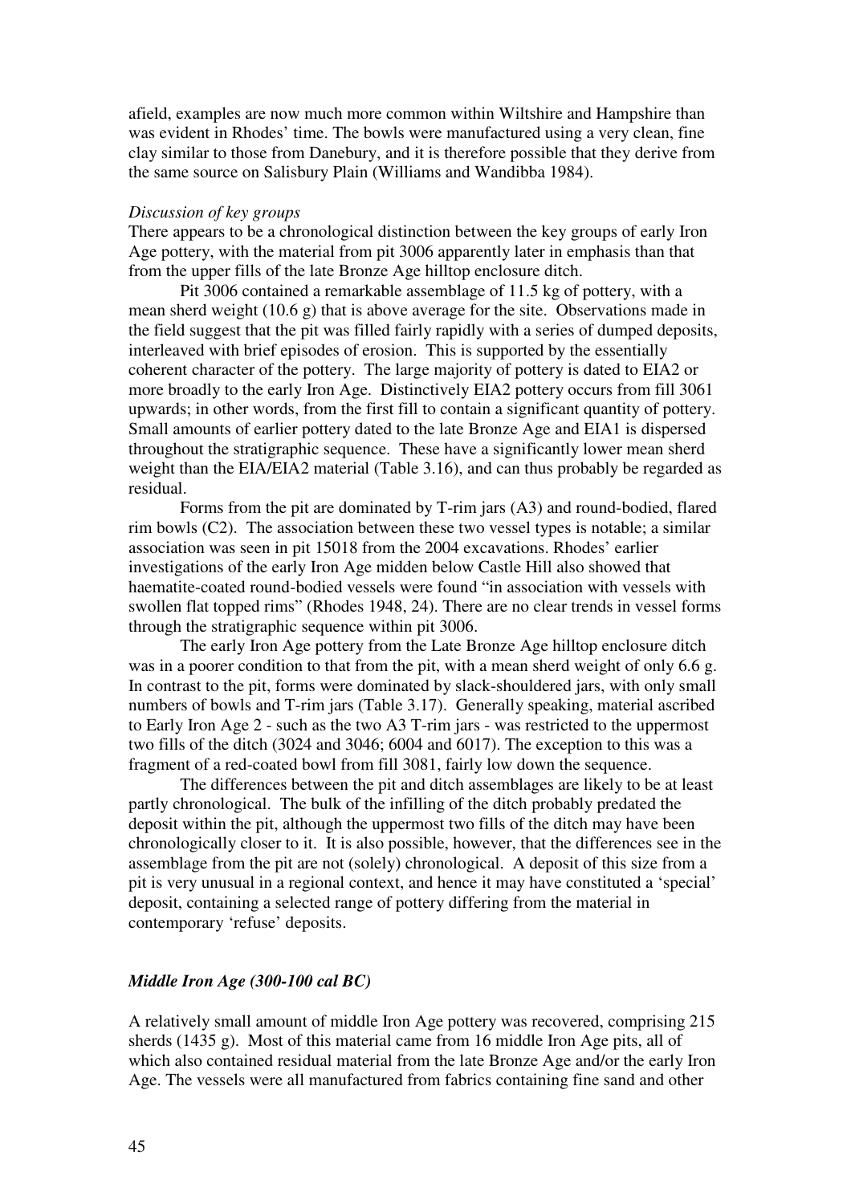afield, examples are now much more common within Wiltshire and Hampshire than was evident in Rhodes' time. The bowls were manufactured using a very clean, fine clay similar to those from Danebury, and it is therefore possible that they derive from the same source on Salisbury Plain (Williams and Wandibba 1984).

*Discussion of key groups*

There appears to be a chronological distinction between the key groups of early Iron Age pottery, with the material from pit 3006 apparently later in emphasis than that from the upper fills of the late Bronze Age hilltop enclosure ditch.

Pit 3006 contained a remarkable assemblage of 11.5 kg of pottery, with a mean sherd weight (10.6 g) that is above average for the site. Observations made in the field suggest that the pit was filled fairly rapidly with a series of dumped deposits, interleaved with brief episodes of erosion. This is supported by the essentially coherent character of the pottery. The large majority of pottery is dated to EIA2 or more broadly to the early Iron Age. Distinctively EIA2 pottery occurs from fill 3061 upwards; in other words, from the first fill to contain a significant quantity of pottery. Small amounts of earlier pottery dated to the late Bronze Age and EIA1 is dispersed throughout the stratigraphic sequence. These have a significantly lower mean sherd weight than the EIA/EIA2 material (Table 3.16), and can thus probably be regarded as residual.

Forms from the pit are dominated by T-rim jars (A3) and round-bodied, flared rim bowls (C2). The association between these two vessel types is notable; a similar association was seen in pit 15018 from the 2004 excavations. Rhodes' earlier investigations of the early Iron Age midden below Castle Hill also showed that haematite-coated round-bodied vessels were found "in association with vessels with swollen flat topped rims" (Rhodes 1948, 24). There are no clear trends in vessel forms through the stratigraphic sequence within pit 3006.

The early Iron Age pottery from the Late Bronze Age hilltop enclosure ditch was in a poorer condition to that from the pit, with a mean sherd weight of only 6.6 g. In contrast to the pit, forms were dominated by slack-shouldered jars, with only small numbers of bowls and T-rim jars (Table 3.17). Generally speaking, material ascribed to Early Iron Age 2 - such as the two A3 T-rim jars - was restricted to the uppermost two fills of the ditch (3024 and 3046; 6004 and 6017). The exception to this was a fragment of a red-coated bowl from fill 3081, fairly low down the sequence.

The differences between the pit and ditch assemblages are likely to be at least partly chronological. The bulk of the infilling of the ditch probably predated the deposit within the pit, although the uppermost two fills of the ditch may have been chronologically closer to it. It is also possible, however, that the differences see in the assemblage from the pit are not (solely) chronological. A deposit of this size from a pit is very unusual in a regional context, and hence it may have constituted a 'special' deposit, containing a selected range of pottery differing from the material in contemporary 'refuse' deposits.

### *Middle Iron Age (300-100 cal BC)*

A relatively small amount of middle Iron Age pottery was recovered, comprising 215 sherds (1435 g). Most of this material came from 16 middle Iron Age pits, all of which also contained residual material from the late Bronze Age and/or the early Iron Age. The vessels were all manufactured from fabrics containing fine sand and other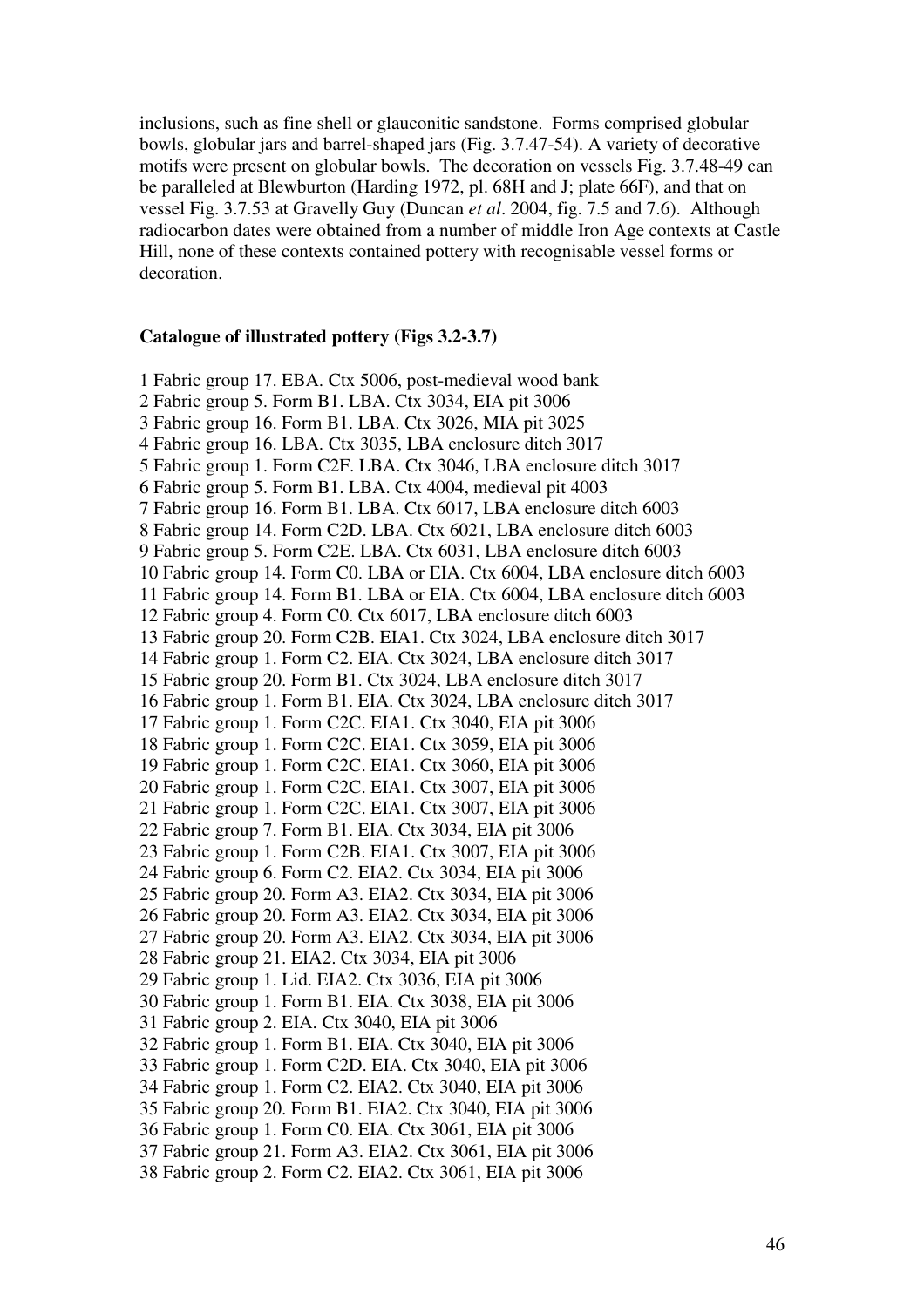inclusions, such as fine shell or glauconitic sandstone. Forms comprised globular bowls, globular jars and barrel-shaped jars (Fig. 3.7.47-54). A variety of decorative motifs were present on globular bowls. The decoration on vessels Fig. 3.7.48-49 can be paralleled at Blewburton (Harding 1972, pl. 68H and J; plate 66F), and that on vessel Fig. 3.7.53 at Gravelly Guy (Duncan *et al*. 2004, fig. 7.5 and 7.6). Although radiocarbon dates were obtained from a number of middle Iron Age contexts at Castle Hill, none of these contexts contained pottery with recognisable vessel forms or decoration.

**Catalogue of illustrated pottery (Figs 3.2-3.7)**

1 Fabric group 17. EBA. Ctx 5006, post-medieval wood bank
2 Fabric group 5. Form B1. LBA. Ctx 3034, EIA pit 3006
3 Fabric group 16. Form B1. LBA. Ctx 3026, MIA pit 3025
4 Fabric group 16. LBA. Ctx 3035, LBA enclosure ditch 3017
5 Fabric group 1. Form C2F. LBA. Ctx 3046, LBA enclosure ditch 3017
6 Fabric group 5. Form B1. LBA. Ctx 4004, medieval pit 4003
7 Fabric group 16. Form B1. LBA. Ctx 6017, LBA enclosure ditch 6003
8 Fabric group 14. Form C2D. LBA. Ctx 6021, LBA enclosure ditch 6003
9 Fabric group 5. Form C2E. LBA. Ctx 6031, LBA enclosure ditch 6003
10 Fabric group 14. Form C0. LBA or EIA. Ctx 6004, LBA enclosure ditch 6003
11 Fabric group 14. Form B1. LBA or EIA. Ctx 6004, LBA enclosure ditch 6003
12 Fabric group 4. Form C0. Ctx 6017, LBA enclosure ditch 6003
13 Fabric group 20. Form C2B. EIA1. Ctx 3024, LBA enclosure ditch 3017
14 Fabric group 1. Form C2. EIA. Ctx 3024, LBA enclosure ditch 3017
15 Fabric group 20. Form B1. Ctx 3024, LBA enclosure ditch 3017
16 Fabric group 1. Form B1. EIA. Ctx 3024, LBA enclosure ditch 3017
17 Fabric group 1. Form C2C. EIA1. Ctx 3040, EIA pit 3006
18 Fabric group 1. Form C2C. EIA1. Ctx 3059, EIA pit 3006
19 Fabric group 1. Form C2C. EIA1. Ctx 3060, EIA pit 3006
20 Fabric group 1. Form C2C. EIA1. Ctx 3007, EIA pit 3006
21 Fabric group 1. Form C2C. EIA1. Ctx 3007, EIA pit 3006
22 Fabric group 7. Form B1. EIA. Ctx 3034, EIA pit 3006
23 Fabric group 1. Form C2B. EIA1. Ctx 3007, EIA pit 3006
24 Fabric group 6. Form C2. EIA2. Ctx 3034, EIA pit 3006
25 Fabric group 20. Form A3. EIA2. Ctx 3034, EIA pit 3006
26 Fabric group 20. Form A3. EIA2. Ctx 3034, EIA pit 3006
27 Fabric group 20. Form A3. EIA2. Ctx 3034, EIA pit 3006
28 Fabric group 21. EIA2. Ctx 3034, EIA pit 3006
29 Fabric group 1. Lid. EIA2. Ctx 3036, EIA pit 3006
30 Fabric group 1. Form B1. EIA. Ctx 3038, EIA pit 3006
31 Fabric group 2. EIA. Ctx 3040, EIA pit 3006
32 Fabric group 1. Form B1. EIA. Ctx 3040, EIA pit 3006
33 Fabric group 1. Form C2D. EIA. Ctx 3040, EIA pit 3006
34 Fabric group 1. Form C2. EIA2. Ctx 3040, EIA pit 3006
35 Fabric group 20. Form B1. EIA2. Ctx 3040, EIA pit 3006
36 Fabric group 1. Form C0. EIA. Ctx 3061, EIA pit 3006
37 Fabric group 21. Form A3. EIA2. Ctx 3061, EIA pit 3006
38 Fabric group 2. Form C2. EIA2. Ctx 3061, EIA pit 3006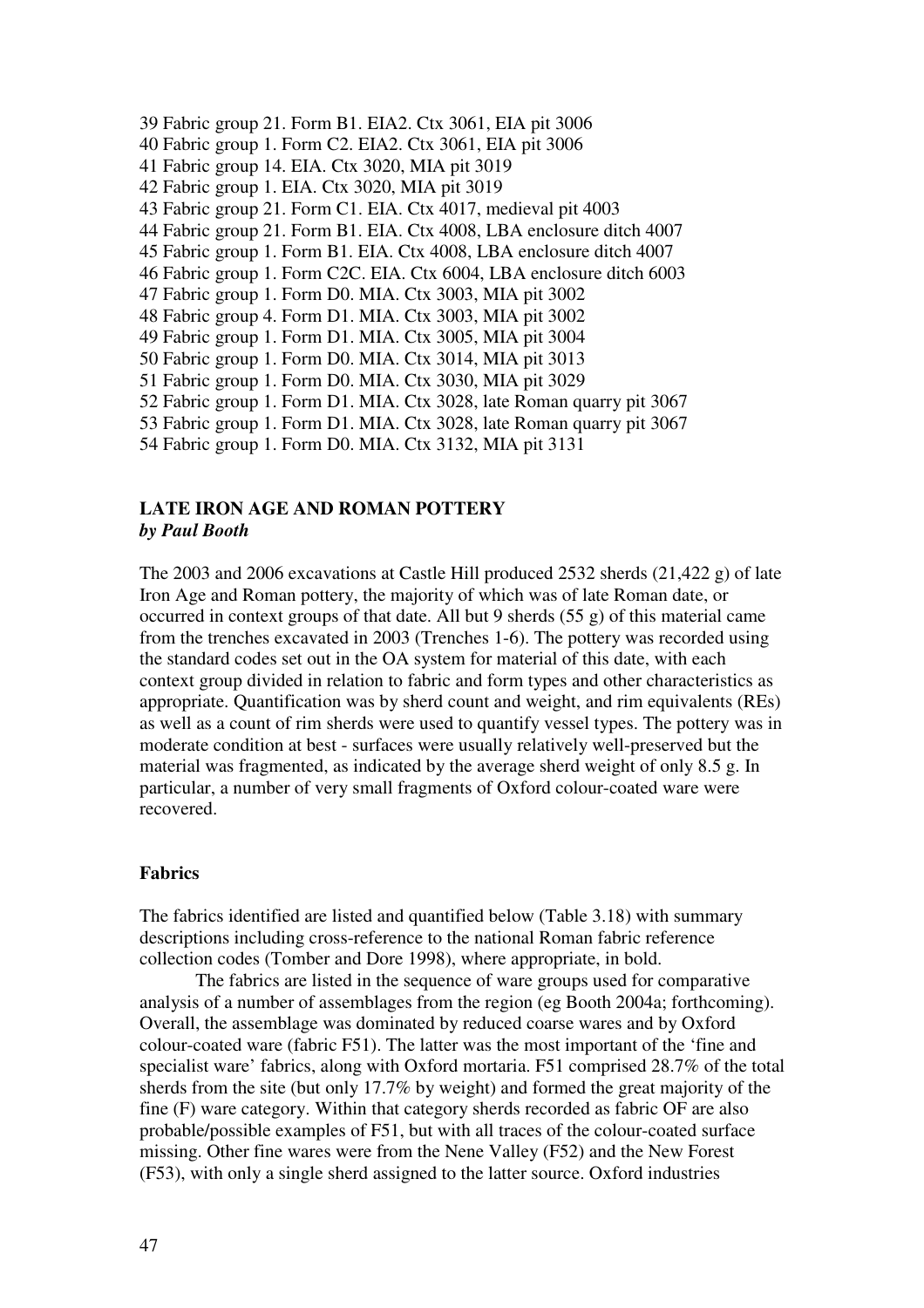39 Fabric group 21. Form B1. EIA2. Ctx 3061, EIA pit 3006
40 Fabric group 1. Form C2. EIA2. Ctx 3061, EIA pit 3006
41 Fabric group 14. EIA. Ctx 3020, MIA pit 3019
42 Fabric group 1. EIA. Ctx 3020, MIA pit 3019
43 Fabric group 21. Form C1. EIA. Ctx 4017, medieval pit 4003
44 Fabric group 21. Form B1. EIA. Ctx 4008, LBA enclosure ditch 4007
45 Fabric group 1. Form B1. EIA. Ctx 4008, LBA enclosure ditch 4007
46 Fabric group 1. Form C2C. EIA. Ctx 6004, LBA enclosure ditch 6003
47 Fabric group 1. Form D0. MIA. Ctx 3003, MIA pit 3002
48 Fabric group 4. Form D1. MIA. Ctx 3003, MIA pit 3002
49 Fabric group 1. Form D1. MIA. Ctx 3005, MIA pit 3004
50 Fabric group 1. Form D0. MIA. Ctx 3014, MIA pit 3013
51 Fabric group 1. Form D0. MIA. Ctx 3030, MIA pit 3029
52 Fabric group 1. Form D1. MIA. Ctx 3028, late Roman quarry pit 3067
53 Fabric group 1. Form D1. MIA. Ctx 3028, late Roman quarry pit 3067
54 Fabric group 1. Form D0. MIA. Ctx 3132, MIA pit 3131

## LATE IRON AGE AND ROMAN POTTERY

***by Paul Booth***

The 2003 and 2006 excavations at Castle Hill produced 2532 sherds (21,422 g) of late Iron Age and Roman pottery, the majority of which was of late Roman date, or occurred in context groups of that date. All but 9 sherds (55 g) of this material came from the trenches excavated in 2003 (Trenches 1-6). The pottery was recorded using the standard codes set out in the OA system for material of this date, with each context group divided in relation to fabric and form types and other characteristics as appropriate. Quantification was by sherd count and weight, and rim equivalents (REs) as well as a count of rim sherds were used to quantify vessel types. The pottery was in moderate condition at best - surfaces were usually relatively well-preserved but the material was fragmented, as indicated by the average sherd weight of only 8.5 g. In particular, a number of very small fragments of Oxford colour-coated ware were recovered.

### Fabrics

The fabrics identified are listed and quantified below (Table 3.18) with summary descriptions including cross-reference to the national Roman fabric reference collection codes (Tomber and Dore 1998), where appropriate, in bold.

The fabrics are listed in the sequence of ware groups used for comparative analysis of a number of assemblages from the region (eg Booth 2004a; forthcoming). Overall, the assemblage was dominated by reduced coarse wares and by Oxford colour-coated ware (fabric F51). The latter was the most important of the 'fine and specialist ware' fabrics, along with Oxford mortaria. F51 comprised 28.7% of the total sherds from the site (but only 17.7% by weight) and formed the great majority of the fine (F) ware category. Within that category sherds recorded as fabric OF are also probable/possible examples of F51, but with all traces of the colour-coated surface missing. Other fine wares were from the Nene Valley (F52) and the New Forest (F53), with only a single sherd assigned to the latter source. Oxford industries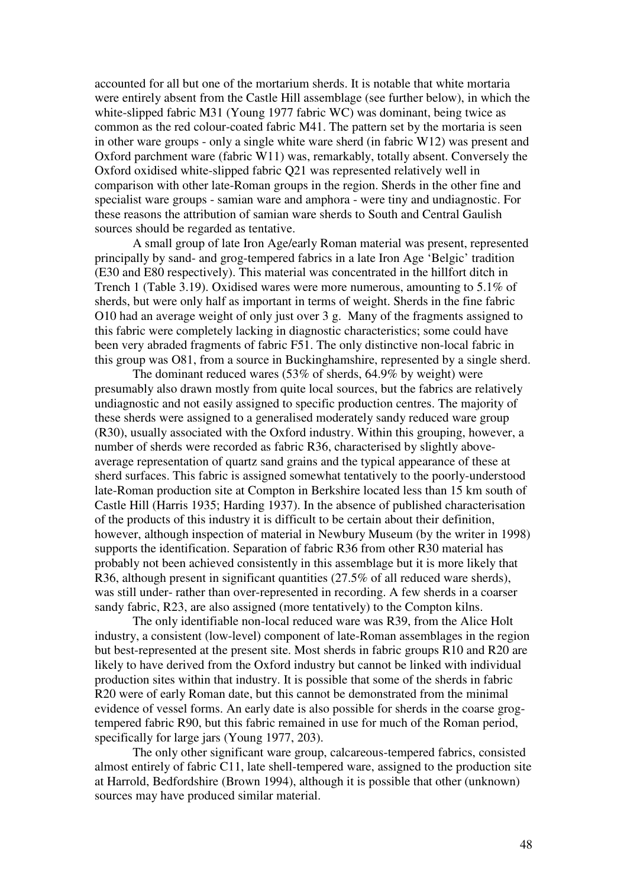accounted for all but one of the mortarium sherds. It is notable that white mortaria were entirely absent from the Castle Hill assemblage (see further below), in which the white-slipped fabric M31 (Young 1977 fabric WC) was dominant, being twice as common as the red colour-coated fabric M41. The pattern set by the mortaria is seen in other ware groups - only a single white ware sherd (in fabric W12) was present and Oxford parchment ware (fabric W11) was, remarkably, totally absent. Conversely the Oxford oxidised white-slipped fabric Q21 was represented relatively well in comparison with other late-Roman groups in the region. Sherds in the other fine and specialist ware groups - samian ware and amphora - were tiny and undiagnostic. For these reasons the attribution of samian ware sherds to South and Central Gaulish sources should be regarded as tentative.

A small group of late Iron Age/early Roman material was present, represented principally by sand- and grog-tempered fabrics in a late Iron Age 'Belgic' tradition (E30 and E80 respectively). This material was concentrated in the hillfort ditch in Trench 1 (Table 3.19). Oxidised wares were more numerous, amounting to 5.1% of sherds, but were only half as important in terms of weight. Sherds in the fine fabric O10 had an average weight of only just over 3 g. Many of the fragments assigned to this fabric were completely lacking in diagnostic characteristics; some could have been very abraded fragments of fabric F51. The only distinctive non-local fabric in this group was O81, from a source in Buckinghamshire, represented by a single sherd.

The dominant reduced wares (53% of sherds, 64.9% by weight) were presumably also drawn mostly from quite local sources, but the fabrics are relatively undiagnostic and not easily assigned to specific production centres. The majority of these sherds were assigned to a generalised moderately sandy reduced ware group (R30), usually associated with the Oxford industry. Within this grouping, however, a number of sherds were recorded as fabric R36, characterised by slightly above-average representation of quartz sand grains and the typical appearance of these at sherd surfaces. This fabric is assigned somewhat tentatively to the poorly-understood late-Roman production site at Compton in Berkshire located less than 15 km south of Castle Hill (Harris 1935; Harding 1937). In the absence of published characterisation of the products of this industry it is difficult to be certain about their definition, however, although inspection of material in Newbury Museum (by the writer in 1998) supports the identification. Separation of fabric R36 from other R30 material has probably not been achieved consistently in this assemblage but it is more likely that R36, although present in significant quantities (27.5% of all reduced ware sherds), was still under- rather than over-represented in recording. A few sherds in a coarser sandy fabric, R23, are also assigned (more tentatively) to the Compton kilns.

The only identifiable non-local reduced ware was R39, from the Alice Holt industry, a consistent (low-level) component of late-Roman assemblages in the region but best-represented at the present site. Most sherds in fabric groups R10 and R20 are likely to have derived from the Oxford industry but cannot be linked with individual production sites within that industry. It is possible that some of the sherds in fabric R20 were of early Roman date, but this cannot be demonstrated from the minimal evidence of vessel forms. An early date is also possible for sherds in the coarse grog-tempered fabric R90, but this fabric remained in use for much of the Roman period, specifically for large jars (Young 1977, 203).

The only other significant ware group, calcareous-tempered fabrics, consisted almost entirely of fabric C11, late shell-tempered ware, assigned to the production site at Harrold, Bedfordshire (Brown 1994), although it is possible that other (unknown) sources may have produced similar material.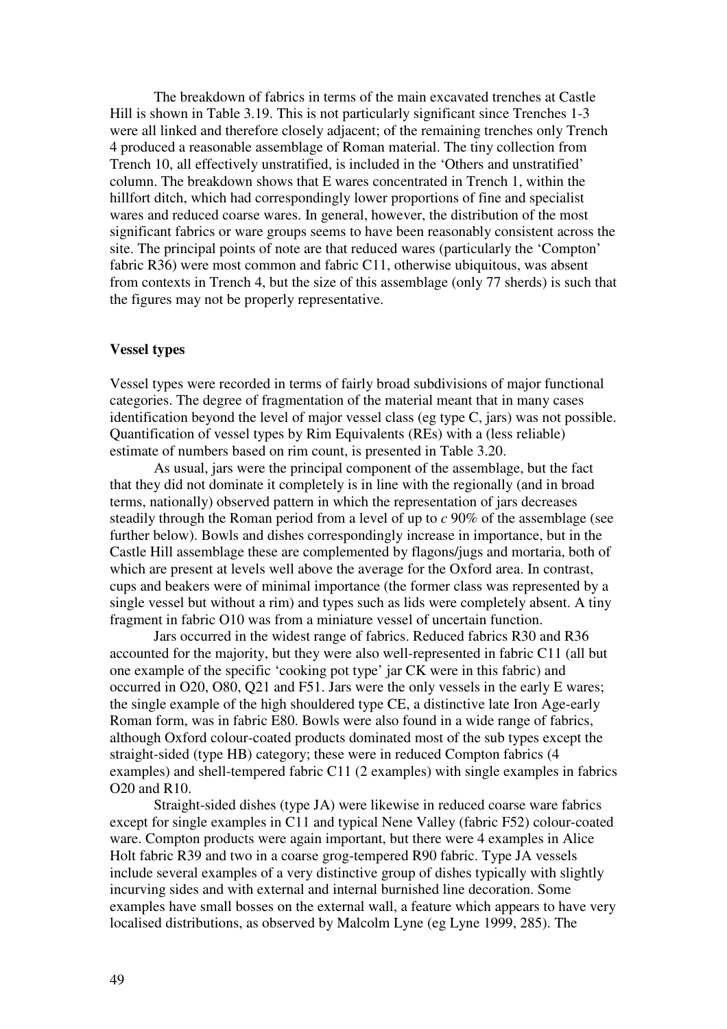The breakdown of fabrics in terms of the main excavated trenches at Castle Hill is shown in Table 3.19. This is not particularly significant since Trenches 1-3 were all linked and therefore closely adjacent; of the remaining trenches only Trench 4 produced a reasonable assemblage of Roman material. The tiny collection from Trench 10, all effectively unstratified, is included in the 'Others and unstratified' column. The breakdown shows that E wares concentrated in Trench 1, within the hillfort ditch, which had correspondingly lower proportions of fine and specialist wares and reduced coarse wares. In general, however, the distribution of the most significant fabrics or ware groups seems to have been reasonably consistent across the site. The principal points of note are that reduced wares (particularly the 'Compton' fabric R36) were most common and fabric C11, otherwise ubiquitous, was absent from contexts in Trench 4, but the size of this assemblage (only 77 sherds) is such that the figures may not be properly representative.

**Vessel types**

Vessel types were recorded in terms of fairly broad subdivisions of major functional categories. The degree of fragmentation of the material meant that in many cases identification beyond the level of major vessel class (eg type C, jars) was not possible. Quantification of vessel types by Rim Equivalents (REs) with a (less reliable) estimate of numbers based on rim count, is presented in Table 3.20.

As usual, jars were the principal component of the assemblage, but the fact that they did not dominate it completely is in line with the regionally (and in broad terms, nationally) observed pattern in which the representation of jars decreases steadily through the Roman period from a level of up to *c* 90% of the assemblage (see further below). Bowls and dishes correspondingly increase in importance, but in the Castle Hill assemblage these are complemented by flagons/jugs and mortaria, both of which are present at levels well above the average for the Oxford area. In contrast, cups and beakers were of minimal importance (the former class was represented by a single vessel but without a rim) and types such as lids were completely absent. A tiny fragment in fabric O10 was from a miniature vessel of uncertain function.

Jars occurred in the widest range of fabrics. Reduced fabrics R30 and R36 accounted for the majority, but they were also well-represented in fabric C11 (all but one example of the specific 'cooking pot type' jar CK were in this fabric) and occurred in O20, O80, Q21 and F51. Jars were the only vessels in the early E wares; the single example of the high shouldered type CE, a distinctive late Iron Age-early Roman form, was in fabric E80. Bowls were also found in a wide range of fabrics, although Oxford colour-coated products dominated most of the sub types except the straight-sided (type HB) category; these were in reduced Compton fabrics (4 examples) and shell-tempered fabric C11 (2 examples) with single examples in fabrics O20 and R10.

Straight-sided dishes (type JA) were likewise in reduced coarse ware fabrics except for single examples in C11 and typical Nene Valley (fabric F52) colour-coated ware. Compton products were again important, but there were 4 examples in Alice Holt fabric R39 and two in a coarse grog-tempered R90 fabric. Type JA vessels include several examples of a very distinctive group of dishes typically with slightly incurving sides and with external and internal burnished line decoration. Some examples have small bosses on the external wall, a feature which appears to have very localised distributions, as observed by Malcolm Lyne (eg Lyne 1999, 285). The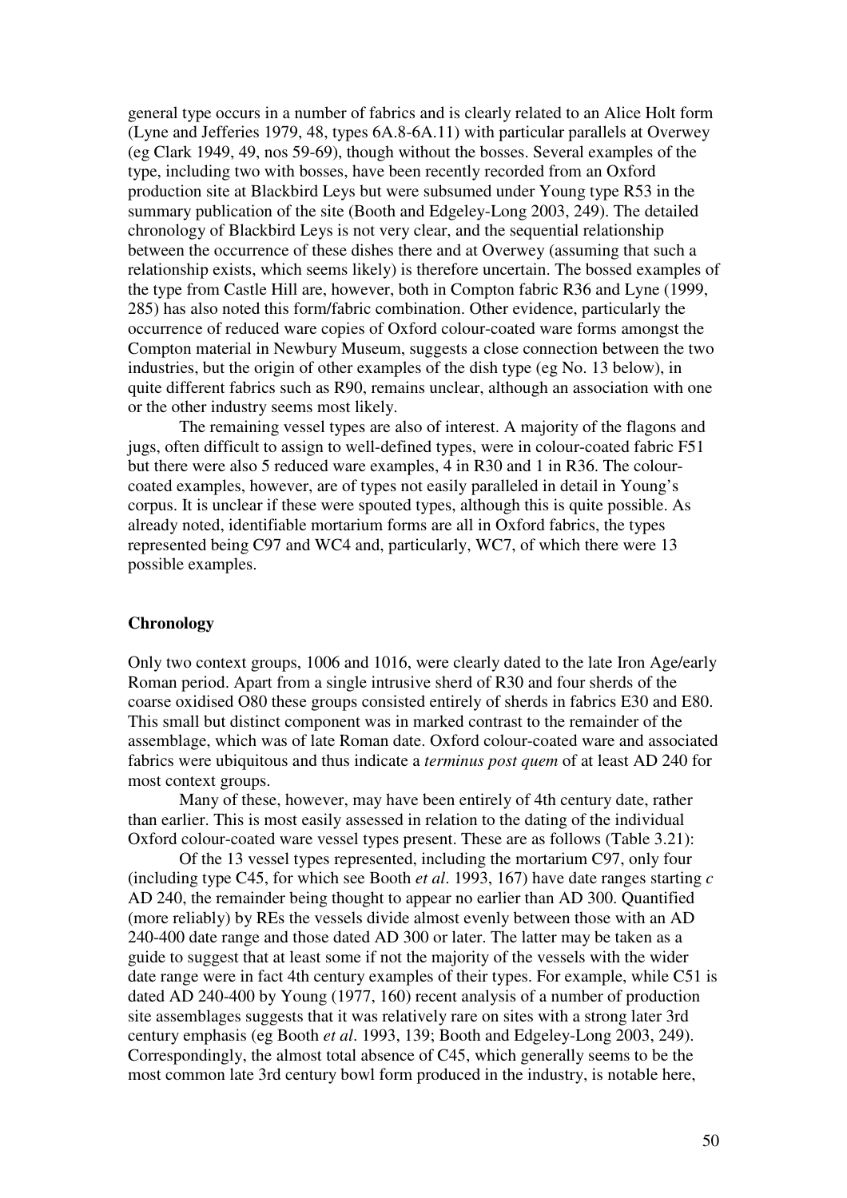general type occurs in a number of fabrics and is clearly related to an Alice Holt form (Lyne and Jefferies 1979, 48, types 6A.8-6A.11) with particular parallels at Overwey (eg Clark 1949, 49, nos 59-69), though without the bosses. Several examples of the type, including two with bosses, have been recently recorded from an Oxford production site at Blackbird Leys but were subsumed under Young type R53 in the summary publication of the site (Booth and Edgeley-Long 2003, 249). The detailed chronology of Blackbird Leys is not very clear, and the sequential relationship between the occurrence of these dishes there and at Overwey (assuming that such a relationship exists, which seems likely) is therefore uncertain. The bossed examples of the type from Castle Hill are, however, both in Compton fabric R36 and Lyne (1999, 285) has also noted this form/fabric combination. Other evidence, particularly the occurrence of reduced ware copies of Oxford colour-coated ware forms amongst the Compton material in Newbury Museum, suggests a close connection between the two industries, but the origin of other examples of the dish type (eg No. 13 below), in quite different fabrics such as R90, remains unclear, although an association with one or the other industry seems most likely.

The remaining vessel types are also of interest. A majority of the flagons and jugs, often difficult to assign to well-defined types, were in colour-coated fabric F51 but there were also 5 reduced ware examples, 4 in R30 and 1 in R36. The colour-coated examples, however, are of types not easily paralleled in detail in Young's corpus. It is unclear if these were spouted types, although this is quite possible. As already noted, identifiable mortarium forms are all in Oxford fabrics, the types represented being C97 and WC4 and, particularly, WC7, of which there were 13 possible examples.

**Chronology**

Only two context groups, 1006 and 1016, were clearly dated to the late Iron Age/early Roman period. Apart from a single intrusive sherd of R30 and four sherds of the coarse oxidised O80 these groups consisted entirely of sherds in fabrics E30 and E80. This small but distinct component was in marked contrast to the remainder of the assemblage, which was of late Roman date. Oxford colour-coated ware and associated fabrics were ubiquitous and thus indicate a *terminus post quem* of at least AD 240 for most context groups.

Many of these, however, may have been entirely of 4th century date, rather than earlier. This is most easily assessed in relation to the dating of the individual Oxford colour-coated ware vessel types present. These are as follows (Table 3.21):

Of the 13 vessel types represented, including the mortarium C97, only four (including type C45, for which see Booth *et al*. 1993, 167) have date ranges starting *c* AD 240, the remainder being thought to appear no earlier than AD 300. Quantified (more reliably) by REs the vessels divide almost evenly between those with an AD 240-400 date range and those dated AD 300 or later. The latter may be taken as a guide to suggest that at least some if not the majority of the vessels with the wider date range were in fact 4th century examples of their types. For example, while C51 is dated AD 240-400 by Young (1977, 160) recent analysis of a number of production site assemblages suggests that it was relatively rare on sites with a strong later 3rd century emphasis (eg Booth *et al*. 1993, 139; Booth and Edgeley-Long 2003, 249). Correspondingly, the almost total absence of C45, which generally seems to be the most common late 3rd century bowl form produced in the industry, is notable here,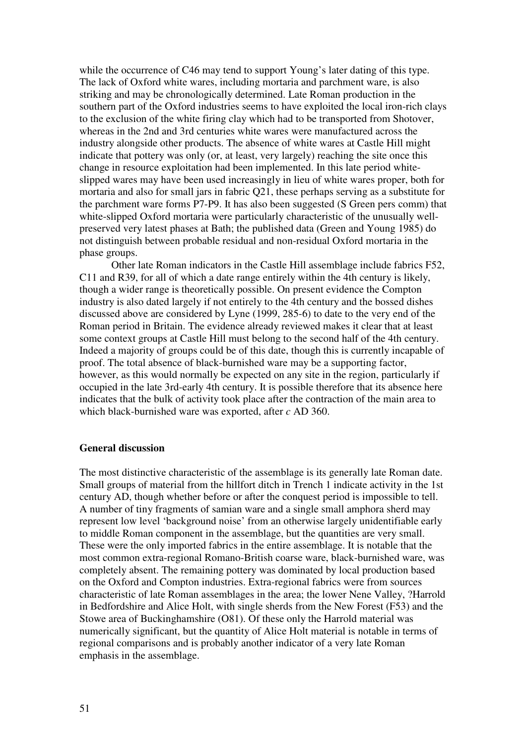while the occurrence of C46 may tend to support Young's later dating of this type. The lack of Oxford white wares, including mortaria and parchment ware, is also striking and may be chronologically determined. Late Roman production in the southern part of the Oxford industries seems to have exploited the local iron-rich clays to the exclusion of the white firing clay which had to be transported from Shotover, whereas in the 2nd and 3rd centuries white wares were manufactured across the industry alongside other products. The absence of white wares at Castle Hill might indicate that pottery was only (or, at least, very largely) reaching the site once this change in resource exploitation had been implemented. In this late period white-slipped wares may have been used increasingly in lieu of white wares proper, both for mortaria and also for small jars in fabric Q21, these perhaps serving as a substitute for the parchment ware forms P7-P9. It has also been suggested (S Green pers comm) that white-slipped Oxford mortaria were particularly characteristic of the unusually well-preserved very latest phases at Bath; the published data (Green and Young 1985) do not distinguish between probable residual and non-residual Oxford mortaria in the phase groups.

Other late Roman indicators in the Castle Hill assemblage include fabrics F52, C11 and R39, for all of which a date range entirely within the 4th century is likely, though a wider range is theoretically possible. On present evidence the Compton industry is also dated largely if not entirely to the 4th century and the bossed dishes discussed above are considered by Lyne (1999, 285-6) to date to the very end of the Roman period in Britain. The evidence already reviewed makes it clear that at least some context groups at Castle Hill must belong to the second half of the 4th century. Indeed a majority of groups could be of this date, though this is currently incapable of proof. The total absence of black-burnished ware may be a supporting factor, however, as this would normally be expected on any site in the region, particularly if occupied in the late 3rd-early 4th century. It is possible therefore that its absence here indicates that the bulk of activity took place after the contraction of the main area to which black-burnished ware was exported, after *c* AD 360.

**General discussion**

The most distinctive characteristic of the assemblage is its generally late Roman date. Small groups of material from the hillfort ditch in Trench 1 indicate activity in the 1st century AD, though whether before or after the conquest period is impossible to tell. A number of tiny fragments of samian ware and a single small amphora sherd may represent low level 'background noise' from an otherwise largely unidentifiable early to middle Roman component in the assemblage, but the quantities are very small. These were the only imported fabrics in the entire assemblage. It is notable that the most common extra-regional Romano-British coarse ware, black-burnished ware, was completely absent. The remaining pottery was dominated by local production based on the Oxford and Compton industries. Extra-regional fabrics were from sources characteristic of late Roman assemblages in the area; the lower Nene Valley, ?Harrold in Bedfordshire and Alice Holt, with single sherds from the New Forest (F53) and the Stowe area of Buckinghamshire (O81). Of these only the Harrold material was numerically significant, but the quantity of Alice Holt material is notable in terms of regional comparisons and is probably another indicator of a very late Roman emphasis in the assemblage.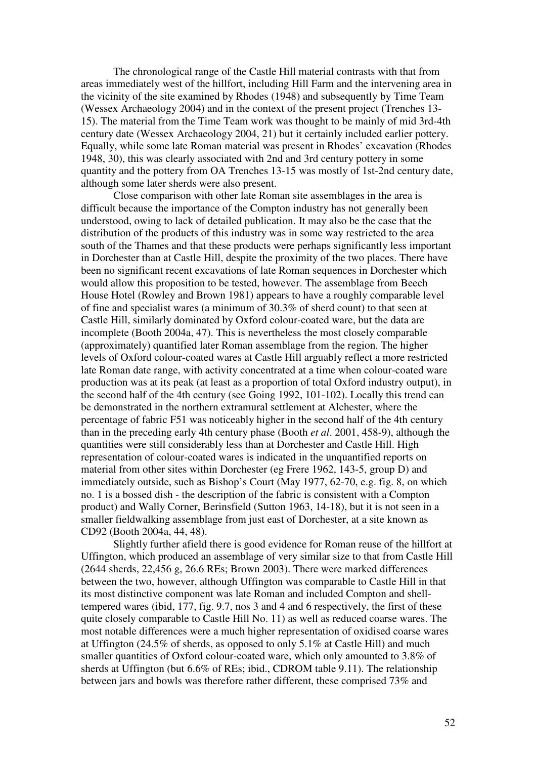The chronological range of the Castle Hill material contrasts with that from areas immediately west of the hillfort, including Hill Farm and the intervening area in the vicinity of the site examined by Rhodes (1948) and subsequently by Time Team (Wessex Archaeology 2004) and in the context of the present project (Trenches 13-15). The material from the Time Team work was thought to be mainly of mid 3rd-4th century date (Wessex Archaeology 2004, 21) but it certainly included earlier pottery. Equally, while some late Roman material was present in Rhodes' excavation (Rhodes 1948, 30), this was clearly associated with 2nd and 3rd century pottery in some quantity and the pottery from OA Trenches 13-15 was mostly of 1st-2nd century date, although some later sherds were also present.

Close comparison with other late Roman site assemblages in the area is difficult because the importance of the Compton industry has not generally been understood, owing to lack of detailed publication. It may also be the case that the distribution of the products of this industry was in some way restricted to the area south of the Thames and that these products were perhaps significantly less important in Dorchester than at Castle Hill, despite the proximity of the two places. There have been no significant recent excavations of late Roman sequences in Dorchester which would allow this proposition to be tested, however. The assemblage from Beech House Hotel (Rowley and Brown 1981) appears to have a roughly comparable level of fine and specialist wares (a minimum of 30.3% of sherd count) to that seen at Castle Hill, similarly dominated by Oxford colour-coated ware, but the data are incomplete (Booth 2004a, 47). This is nevertheless the most closely comparable (approximately) quantified later Roman assemblage from the region. The higher levels of Oxford colour-coated wares at Castle Hill arguably reflect a more restricted late Roman date range, with activity concentrated at a time when colour-coated ware production was at its peak (at least as a proportion of total Oxford industry output), in the second half of the 4th century (see Going 1992, 101-102). Locally this trend can be demonstrated in the northern extramural settlement at Alchester, where the percentage of fabric F51 was noticeably higher in the second half of the 4th century than in the preceding early 4th century phase (Booth *et al*. 2001, 458-9), although the quantities were still considerably less than at Dorchester and Castle Hill. High representation of colour-coated wares is indicated in the unquantified reports on material from other sites within Dorchester (eg Frere 1962, 143-5, group D) and immediately outside, such as Bishop's Court (May 1977, 62-70, e.g. fig. 8, on which no. 1 is a bossed dish - the description of the fabric is consistent with a Compton product) and Wally Corner, Berinsfield (Sutton 1963, 14-18), but it is not seen in a smaller fieldwalking assemblage from just east of Dorchester, at a site known as CD92 (Booth 2004a, 44, 48).

Slightly further afield there is good evidence for Roman reuse of the hillfort at Uffington, which produced an assemblage of very similar size to that from Castle Hill (2644 sherds, 22,456 g, 26.6 REs; Brown 2003). There were marked differences between the two, however, although Uffington was comparable to Castle Hill in that its most distinctive component was late Roman and included Compton and shell-tempered wares (ibid, 177, fig. 9.7, nos 3 and 4 and 6 respectively, the first of these quite closely comparable to Castle Hill No. 11) as well as reduced coarse wares. The most notable differences were a much higher representation of oxidised coarse wares at Uffington (24.5% of sherds, as opposed to only 5.1% at Castle Hill) and much smaller quantities of Oxford colour-coated ware, which only amounted to 3.8% of sherds at Uffington (but 6.6% of REs; ibid., CDROM table 9.11). The relationship between jars and bowls was therefore rather different, these comprised 73% and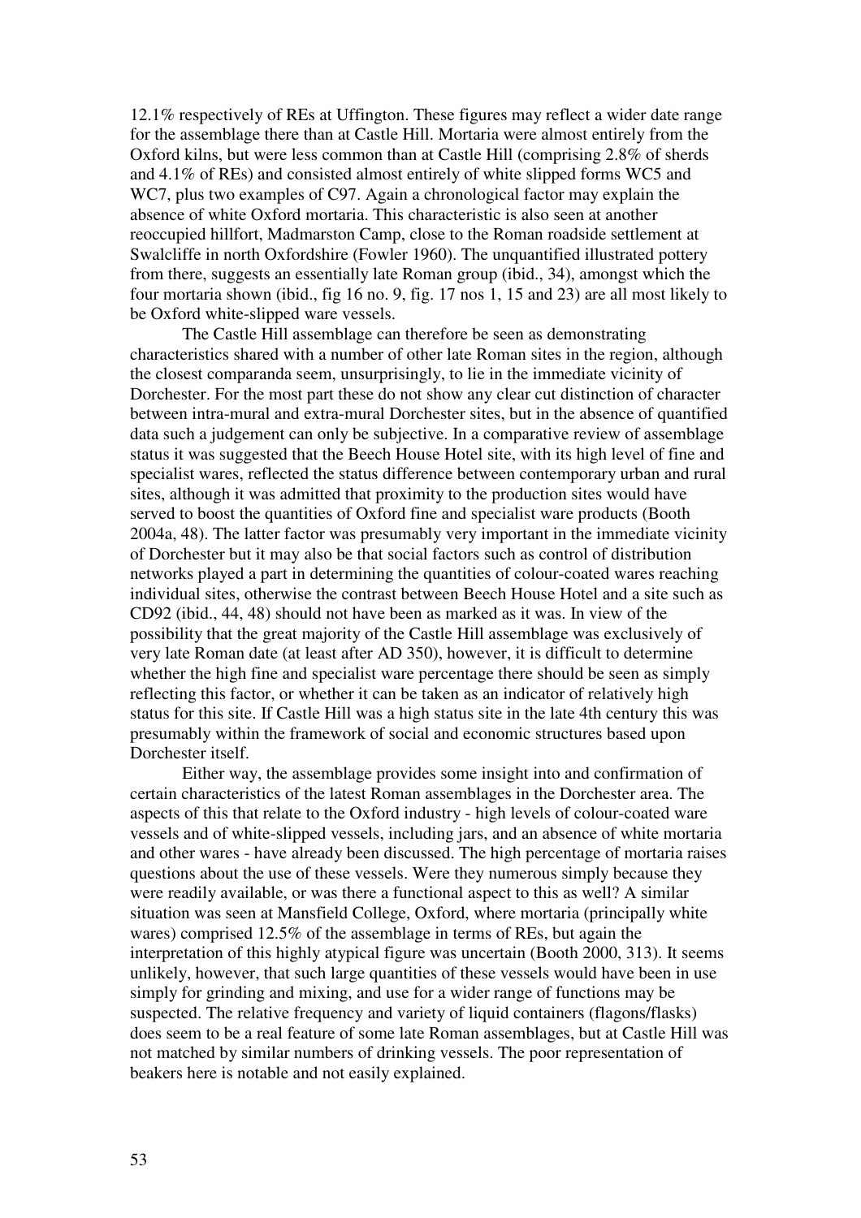12.1% respectively of REs at Uffington. These figures may reflect a wider date range for the assemblage there than at Castle Hill. Mortaria were almost entirely from the Oxford kilns, but were less common than at Castle Hill (comprising 2.8% of sherds and 4.1% of REs) and consisted almost entirely of white slipped forms WC5 and WC7, plus two examples of C97. Again a chronological factor may explain the absence of white Oxford mortaria. This characteristic is also seen at another reoccupied hillfort, Madmarston Camp, close to the Roman roadside settlement at Swalcliffe in north Oxfordshire (Fowler 1960). The unquantified illustrated pottery from there, suggests an essentially late Roman group (ibid., 34), amongst which the four mortaria shown (ibid., fig 16 no. 9, fig. 17 nos 1, 15 and 23) are all most likely to be Oxford white-slipped ware vessels.

The Castle Hill assemblage can therefore be seen as demonstrating characteristics shared with a number of other late Roman sites in the region, although the closest comparanda seem, unsurprisingly, to lie in the immediate vicinity of Dorchester. For the most part these do not show any clear cut distinction of character between intra-mural and extra-mural Dorchester sites, but in the absence of quantified data such a judgement can only be subjective. In a comparative review of assemblage status it was suggested that the Beech House Hotel site, with its high level of fine and specialist wares, reflected the status difference between contemporary urban and rural sites, although it was admitted that proximity to the production sites would have served to boost the quantities of Oxford fine and specialist ware products (Booth 2004a, 48). The latter factor was presumably very important in the immediate vicinity of Dorchester but it may also be that social factors such as control of distribution networks played a part in determining the quantities of colour-coated wares reaching individual sites, otherwise the contrast between Beech House Hotel and a site such as CD92 (ibid., 44, 48) should not have been as marked as it was. In view of the possibility that the great majority of the Castle Hill assemblage was exclusively of very late Roman date (at least after AD 350), however, it is difficult to determine whether the high fine and specialist ware percentage there should be seen as simply reflecting this factor, or whether it can be taken as an indicator of relatively high status for this site. If Castle Hill was a high status site in the late 4th century this was presumably within the framework of social and economic structures based upon Dorchester itself.

Either way, the assemblage provides some insight into and confirmation of certain characteristics of the latest Roman assemblages in the Dorchester area. The aspects of this that relate to the Oxford industry - high levels of colour-coated ware vessels and of white-slipped vessels, including jars, and an absence of white mortaria and other wares - have already been discussed. The high percentage of mortaria raises questions about the use of these vessels. Were they numerous simply because they were readily available, or was there a functional aspect to this as well? A similar situation was seen at Mansfield College, Oxford, where mortaria (principally white wares) comprised 12.5% of the assemblage in terms of REs, but again the interpretation of this highly atypical figure was uncertain (Booth 2000, 313). It seems unlikely, however, that such large quantities of these vessels would have been in use simply for grinding and mixing, and use for a wider range of functions may be suspected. The relative frequency and variety of liquid containers (flagons/flasks) does seem to be a real feature of some late Roman assemblages, but at Castle Hill was not matched by similar numbers of drinking vessels. The poor representation of beakers here is notable and not easily explained.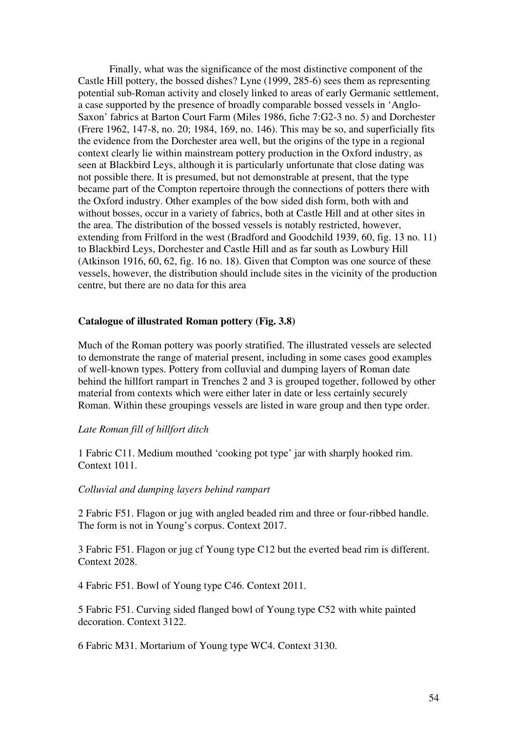Finally, what was the significance of the most distinctive component of the Castle Hill pottery, the bossed dishes? Lyne (1999, 285-6) sees them as representing potential sub-Roman activity and closely linked to areas of early Germanic settlement, a case supported by the presence of broadly comparable bossed vessels in 'Anglo-Saxon' fabrics at Barton Court Farm (Miles 1986, fiche 7:G2-3 no. 5) and Dorchester (Frere 1962, 147-8, no. 20; 1984, 169, no. 146). This may be so, and superficially fits the evidence from the Dorchester area well, but the origins of the type in a regional context clearly lie within mainstream pottery production in the Oxford industry, as seen at Blackbird Leys, although it is particularly unfortunate that close dating was not possible there. It is presumed, but not demonstrable at present, that the type became part of the Compton repertoire through the connections of potters there with the Oxford industry. Other examples of the bow sided dish form, both with and without bosses, occur in a variety of fabrics, both at Castle Hill and at other sites in the area. The distribution of the bossed vessels is notably restricted, however, extending from Frilford in the west (Bradford and Goodchild 1939, 60, fig. 13 no. 11) to Blackbird Leys, Dorchester and Castle Hill and as far south as Lowbury Hill (Atkinson 1916, 60, 62, fig. 16 no. 18). Given that Compton was one source of these vessels, however, the distribution should include sites in the vicinity of the production centre, but there are no data for this area

**Catalogue of illustrated Roman pottery (Fig. 3.8)**

Much of the Roman pottery was poorly stratified. The illustrated vessels are selected to demonstrate the range of material present, including in some cases good examples of well-known types. Pottery from colluvial and dumping layers of Roman date behind the hillfort rampart in Trenches 2 and 3 is grouped together, followed by other material from contexts which were either later in date or less certainly securely Roman. Within these groupings vessels are listed in ware group and then type order.

*Late Roman fill of hillfort ditch*

1 Fabric C11. Medium mouthed 'cooking pot type' jar with sharply hooked rim. Context 1011.

*Colluvial and dumping layers behind rampart*

2 Fabric F51. Flagon or jug with angled beaded rim and three or four-ribbed handle. The form is not in Young's corpus. Context 2017.

3 Fabric F51. Flagon or jug cf Young type C12 but the everted bead rim is different. Context 2028.

4 Fabric F51. Bowl of Young type C46. Context 2011.

5 Fabric F51. Curving sided flanged bowl of Young type C52 with white painted decoration. Context 3122.

6 Fabric M31. Mortarium of Young type WC4. Context 3130.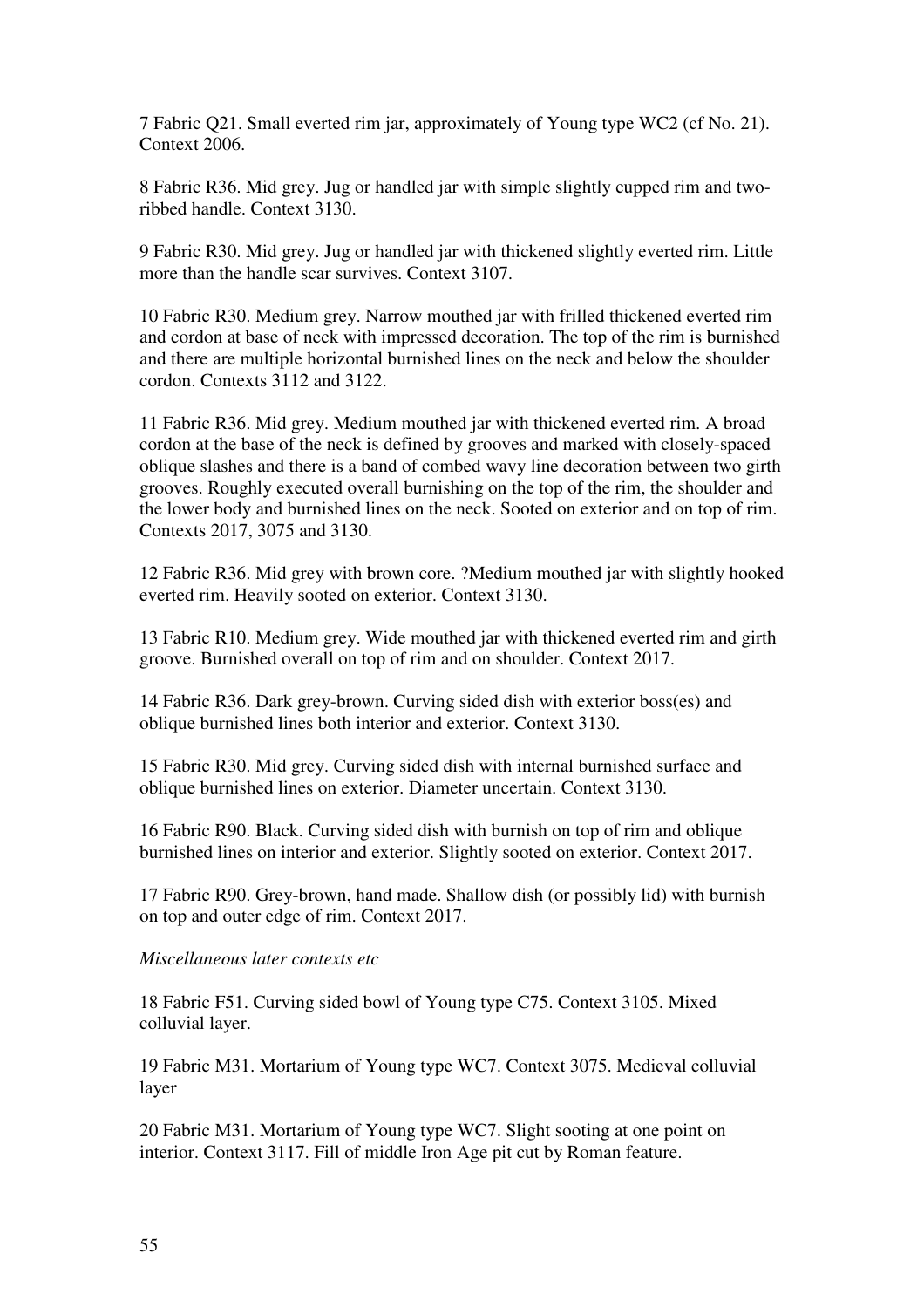7 Fabric Q21. Small everted rim jar, approximately of Young type WC2 (cf No. 21). Context 2006.

8 Fabric R36. Mid grey. Jug or handled jar with simple slightly cupped rim and two-ribbed handle. Context 3130.

9 Fabric R30. Mid grey. Jug or handled jar with thickened slightly everted rim. Little more than the handle scar survives. Context 3107.

10 Fabric R30. Medium grey. Narrow mouthed jar with frilled thickened everted rim and cordon at base of neck with impressed decoration. The top of the rim is burnished and there are multiple horizontal burnished lines on the neck and below the shoulder cordon. Contexts 3112 and 3122.

11 Fabric R36. Mid grey. Medium mouthed jar with thickened everted rim. A broad cordon at the base of the neck is defined by grooves and marked with closely-spaced oblique slashes and there is a band of combed wavy line decoration between two girth grooves. Roughly executed overall burnishing on the top of the rim, the shoulder and the lower body and burnished lines on the neck. Sooted on exterior and on top of rim. Contexts 2017, 3075 and 3130.

12 Fabric R36. Mid grey with brown core. ?Medium mouthed jar with slightly hooked everted rim. Heavily sooted on exterior. Context 3130.

13 Fabric R10. Medium grey. Wide mouthed jar with thickened everted rim and girth groove. Burnished overall on top of rim and on shoulder. Context 2017.

14 Fabric R36. Dark grey-brown. Curving sided dish with exterior boss(es) and oblique burnished lines both interior and exterior. Context 3130.

15 Fabric R30. Mid grey. Curving sided dish with internal burnished surface and oblique burnished lines on exterior. Diameter uncertain. Context 3130.

16 Fabric R90. Black. Curving sided dish with burnish on top of rim and oblique burnished lines on interior and exterior. Slightly sooted on exterior. Context 2017.

17 Fabric R90. Grey-brown, hand made. Shallow dish (or possibly lid) with burnish on top and outer edge of rim. Context 2017.

*Miscellaneous later contexts etc*

18 Fabric F51. Curving sided bowl of Young type C75. Context 3105. Mixed colluvial layer.

19 Fabric M31. Mortarium of Young type WC7. Context 3075. Medieval colluvial layer

20 Fabric M31. Mortarium of Young type WC7. Slight sooting at one point on interior. Context 3117. Fill of middle Iron Age pit cut by Roman feature.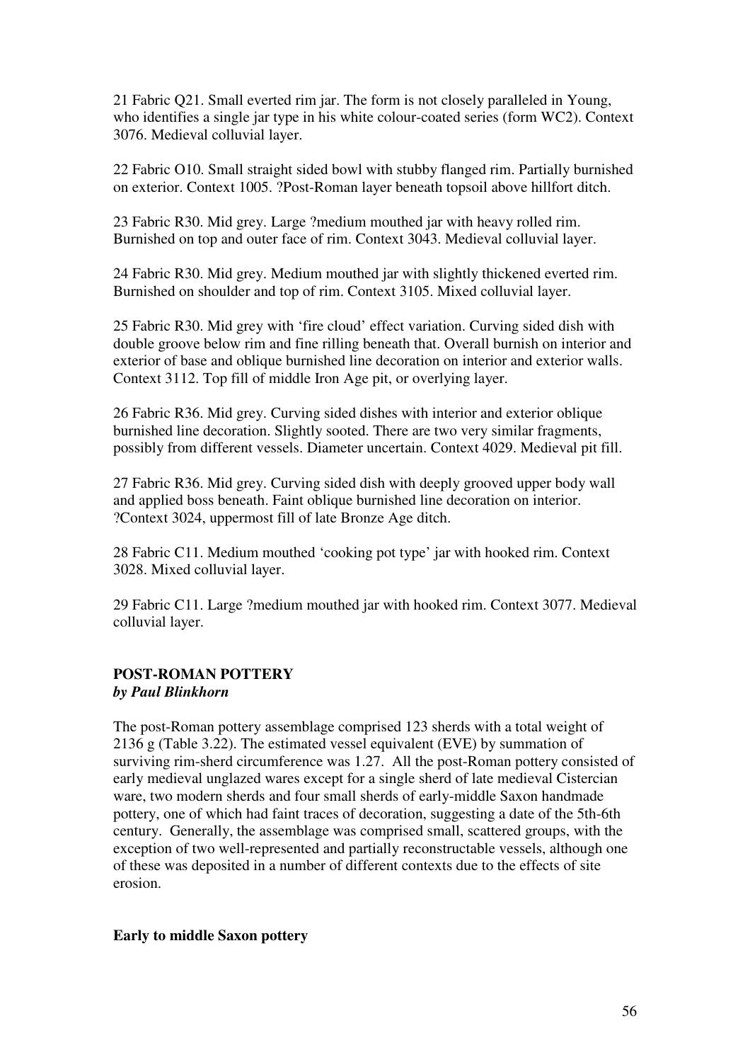21 Fabric Q21. Small everted rim jar. The form is not closely paralleled in Young, who identifies a single jar type in his white colour-coated series (form WC2). Context 3076. Medieval colluvial layer.

22 Fabric O10. Small straight sided bowl with stubby flanged rim. Partially burnished on exterior. Context 1005. ?Post-Roman layer beneath topsoil above hillfort ditch.

23 Fabric R30. Mid grey. Large ?medium mouthed jar with heavy rolled rim. Burnished on top and outer face of rim. Context 3043. Medieval colluvial layer.

24 Fabric R30. Mid grey. Medium mouthed jar with slightly thickened everted rim. Burnished on shoulder and top of rim. Context 3105. Mixed colluvial layer.

25 Fabric R30. Mid grey with 'fire cloud' effect variation. Curving sided dish with double groove below rim and fine rilling beneath that. Overall burnish on interior and exterior of base and oblique burnished line decoration on interior and exterior walls. Context 3112. Top fill of middle Iron Age pit, or overlying layer.

26 Fabric R36. Mid grey. Curving sided dishes with interior and exterior oblique burnished line decoration. Slightly sooted. There are two very similar fragments, possibly from different vessels. Diameter uncertain. Context 4029. Medieval pit fill.

27 Fabric R36. Mid grey. Curving sided dish with deeply grooved upper body wall and applied boss beneath. Faint oblique burnished line decoration on interior. ?Context 3024, uppermost fill of late Bronze Age ditch.

28 Fabric C11. Medium mouthed 'cooking pot type' jar with hooked rim. Context 3028. Mixed colluvial layer.

29 Fabric C11. Large ?medium mouthed jar with hooked rim. Context 3077. Medieval colluvial layer.

## POST-ROMAN POTTERY
***by Paul Blinkhorn***

The post-Roman pottery assemblage comprised 123 sherds with a total weight of 2136 g (Table 3.22). The estimated vessel equivalent (EVE) by summation of surviving rim-sherd circumference was 1.27. All the post-Roman pottery consisted of early medieval unglazed wares except for a single sherd of late medieval Cistercian ware, two modern sherds and four small sherds of early-middle Saxon handmade pottery, one of which had faint traces of decoration, suggesting a date of the 5th-6th century. Generally, the assemblage was comprised small, scattered groups, with the exception of two well-represented and partially reconstructable vessels, although one of these was deposited in a number of different contexts due to the effects of site erosion.

### Early to middle Saxon pottery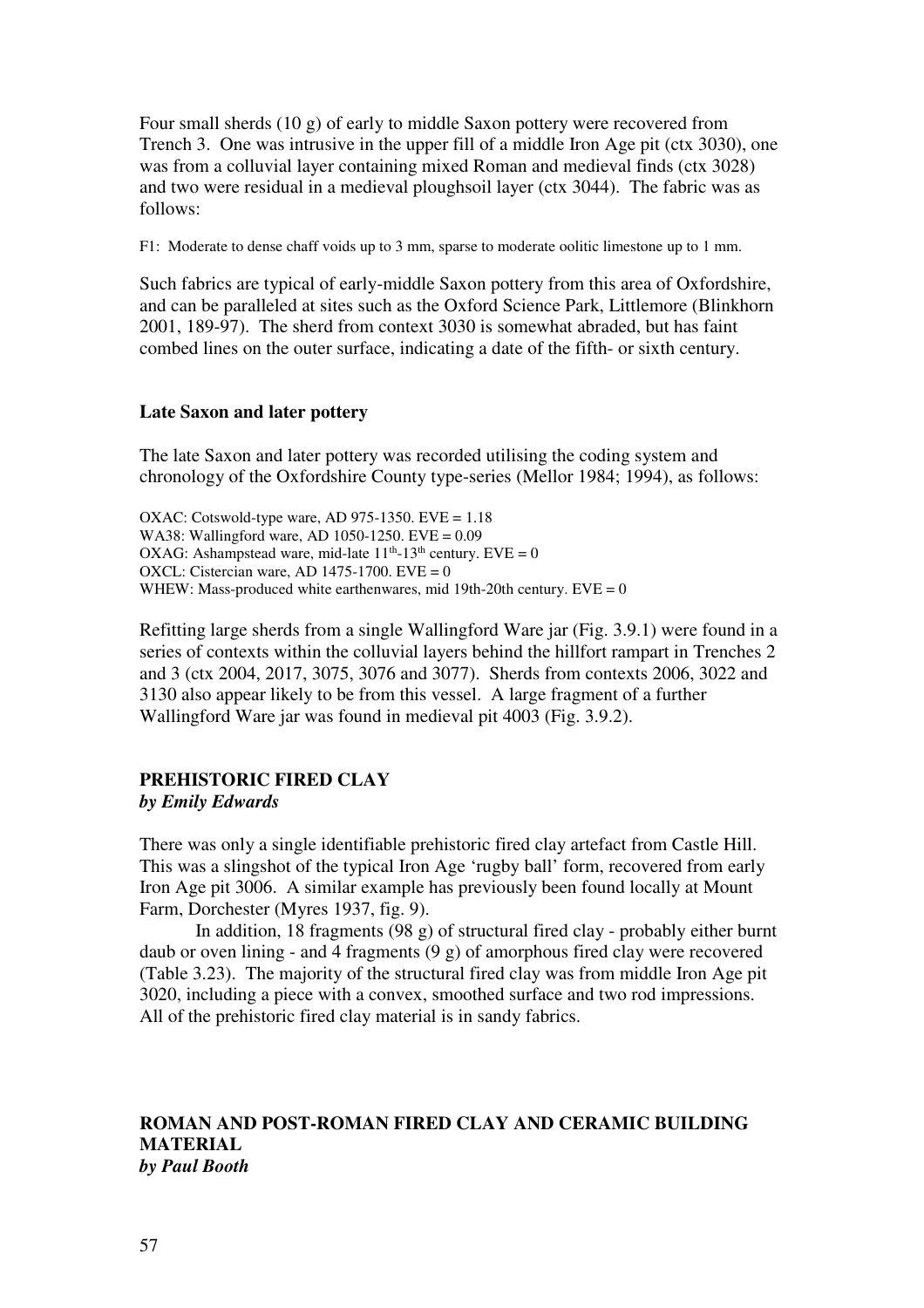Four small sherds (10 g) of early to middle Saxon pottery were recovered from Trench 3. One was intrusive in the upper fill of a middle Iron Age pit (ctx 3030), one was from a colluvial layer containing mixed Roman and medieval finds (ctx 3028) and two were residual in a medieval ploughsoil layer (ctx 3044). The fabric was as follows:

F1: Moderate to dense chaff voids up to 3 mm, sparse to moderate oolitic limestone up to 1 mm.

Such fabrics are typical of early-middle Saxon pottery from this area of Oxfordshire, and can be paralleled at sites such as the Oxford Science Park, Littlemore (Blinkhorn 2001, 189-97). The sherd from context 3030 is somewhat abraded, but has faint combed lines on the outer surface, indicating a date of the fifth- or sixth century.

### Late Saxon and later pottery

The late Saxon and later pottery was recorded utilising the coding system and chronology of the Oxfordshire County type-series (Mellor 1984; 1994), as follows:

OXAC: Cotswold-type ware, AD 975-1350. EVE = 1.18
WA38: Wallingford ware, AD 1050-1250. EVE = 0.09
OXAG: Ashampstead ware, mid-late 11th-13th century. EVE = 0
OXCL: Cistercian ware, AD 1475-1700. EVE = 0
WHEW: Mass-produced white earthenwares, mid 19th-20th century. EVE = 0

Refitting large sherds from a single Wallingford Ware jar (Fig. 3.9.1) were found in a series of contexts within the colluvial layers behind the hillfort rampart in Trenches 2 and 3 (ctx 2004, 2017, 3075, 3076 and 3077). Sherds from contexts 2006, 3022 and 3130 also appear likely to be from this vessel. A large fragment of a further Wallingford Ware jar was found in medieval pit 4003 (Fig. 3.9.2).

## PREHISTORIC FIRED CLAY
***by Emily Edwards***

There was only a single identifiable prehistoric fired clay artefact from Castle Hill. This was a slingshot of the typical Iron Age 'rugby ball' form, recovered from early Iron Age pit 3006. A similar example has previously been found locally at Mount Farm, Dorchester (Myres 1937, fig. 9).

In addition, 18 fragments (98 g) of structural fired clay - probably either burnt daub or oven lining - and 4 fragments (9 g) of amorphous fired clay were recovered (Table 3.23). The majority of the structural fired clay was from middle Iron Age pit 3020, including a piece with a convex, smoothed surface and two rod impressions. All of the prehistoric fired clay material is in sandy fabrics.

## ROMAN AND POST-ROMAN FIRED CLAY AND CERAMIC BUILDING MATERIAL
***by Paul Booth***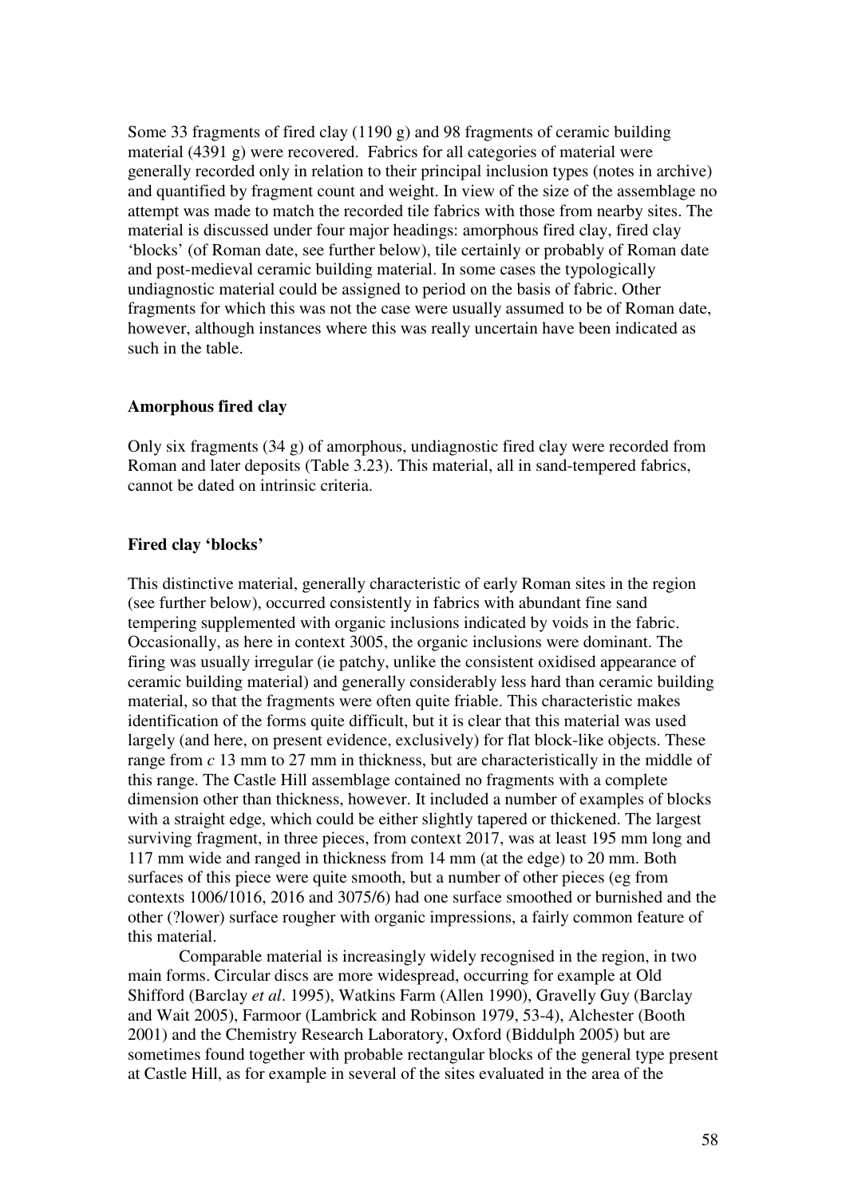Some 33 fragments of fired clay (1190 g) and 98 fragments of ceramic building material (4391 g) were recovered. Fabrics for all categories of material were generally recorded only in relation to their principal inclusion types (notes in archive) and quantified by fragment count and weight. In view of the size of the assemblage no attempt was made to match the recorded tile fabrics with those from nearby sites. The material is discussed under four major headings: amorphous fired clay, fired clay 'blocks' (of Roman date, see further below), tile certainly or probably of Roman date and post-medieval ceramic building material. In some cases the typologically undiagnostic material could be assigned to period on the basis of fabric. Other fragments for which this was not the case were usually assumed to be of Roman date, however, although instances where this was really uncertain have been indicated as such in the table.

**Amorphous fired clay**

Only six fragments (34 g) of amorphous, undiagnostic fired clay were recorded from Roman and later deposits (Table 3.23). This material, all in sand-tempered fabrics, cannot be dated on intrinsic criteria.

**Fired clay 'blocks'**

This distinctive material, generally characteristic of early Roman sites in the region (see further below), occurred consistently in fabrics with abundant fine sand tempering supplemented with organic inclusions indicated by voids in the fabric. Occasionally, as here in context 3005, the organic inclusions were dominant. The firing was usually irregular (ie patchy, unlike the consistent oxidised appearance of ceramic building material) and generally considerably less hard than ceramic building material, so that the fragments were often quite friable. This characteristic makes identification of the forms quite difficult, but it is clear that this material was used largely (and here, on present evidence, exclusively) for flat block-like objects. These range from *c* 13 mm to 27 mm in thickness, but are characteristically in the middle of this range. The Castle Hill assemblage contained no fragments with a complete dimension other than thickness, however. It included a number of examples of blocks with a straight edge, which could be either slightly tapered or thickened. The largest surviving fragment, in three pieces, from context 2017, was at least 195 mm long and 117 mm wide and ranged in thickness from 14 mm (at the edge) to 20 mm. Both surfaces of this piece were quite smooth, but a number of other pieces (eg from contexts 1006/1016, 2016 and 3075/6) had one surface smoothed or burnished and the other (?lower) surface rougher with organic impressions, a fairly common feature of this material.

Comparable material is increasingly widely recognised in the region, in two main forms. Circular discs are more widespread, occurring for example at Old Shifford (Barclay *et al*. 1995), Watkins Farm (Allen 1990), Gravelly Guy (Barclay and Wait 2005), Farmoor (Lambrick and Robinson 1979, 53-4), Alchester (Booth 2001) and the Chemistry Research Laboratory, Oxford (Biddulph 2005) but are sometimes found together with probable rectangular blocks of the general type present at Castle Hill, as for example in several of the sites evaluated in the area of the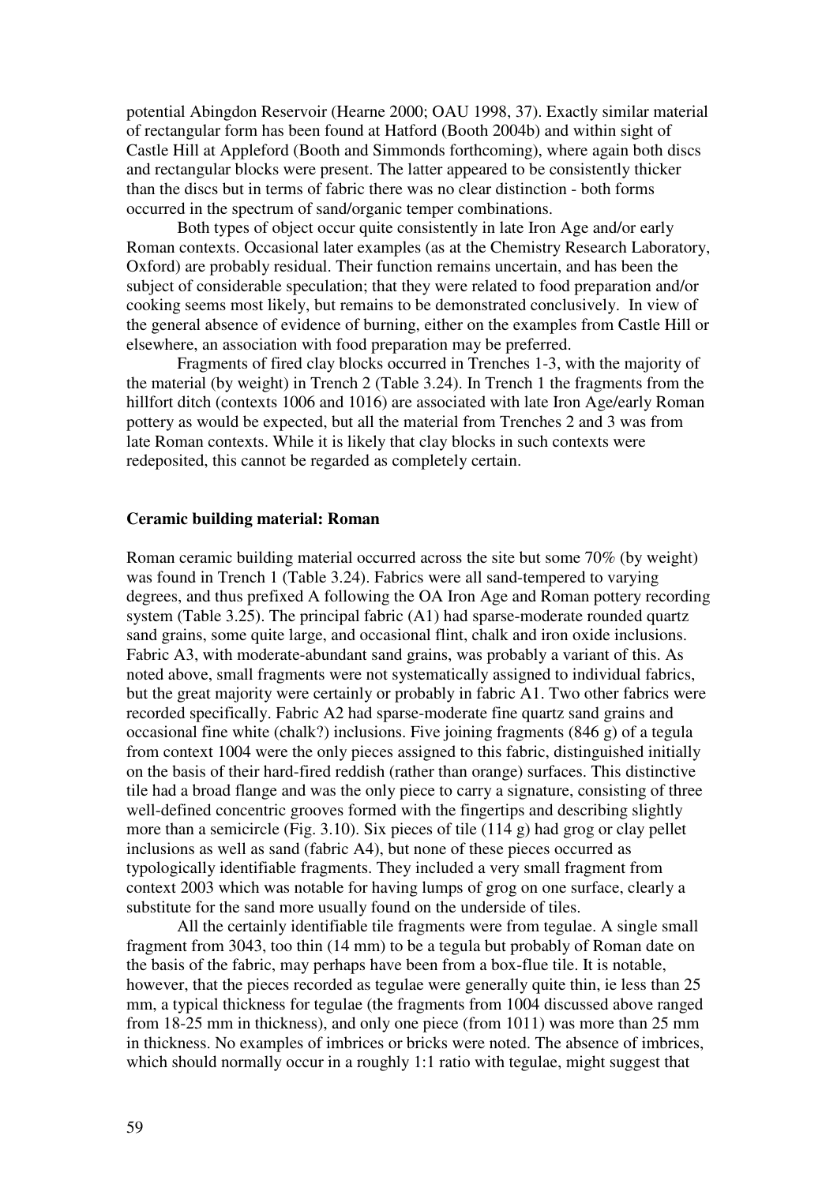potential Abingdon Reservoir (Hearne 2000; OAU 1998, 37). Exactly similar material of rectangular form has been found at Hatford (Booth 2004b) and within sight of Castle Hill at Appleford (Booth and Simmonds forthcoming), where again both discs and rectangular blocks were present. The latter appeared to be consistently thicker than the discs but in terms of fabric there was no clear distinction - both forms occurred in the spectrum of sand/organic temper combinations.

Both types of object occur quite consistently in late Iron Age and/or early Roman contexts. Occasional later examples (as at the Chemistry Research Laboratory, Oxford) are probably residual. Their function remains uncertain, and has been the subject of considerable speculation; that they were related to food preparation and/or cooking seems most likely, but remains to be demonstrated conclusively. In view of the general absence of evidence of burning, either on the examples from Castle Hill or elsewhere, an association with food preparation may be preferred.

Fragments of fired clay blocks occurred in Trenches 1-3, with the majority of the material (by weight) in Trench 2 (Table 3.24). In Trench 1 the fragments from the hillfort ditch (contexts 1006 and 1016) are associated with late Iron Age/early Roman pottery as would be expected, but all the material from Trenches 2 and 3 was from late Roman contexts. While it is likely that clay blocks in such contexts were redeposited, this cannot be regarded as completely certain.

**Ceramic building material: Roman**

Roman ceramic building material occurred across the site but some 70% (by weight) was found in Trench 1 (Table 3.24). Fabrics were all sand-tempered to varying degrees, and thus prefixed A following the OA Iron Age and Roman pottery recording system (Table 3.25). The principal fabric (A1) had sparse-moderate rounded quartz sand grains, some quite large, and occasional flint, chalk and iron oxide inclusions. Fabric A3, with moderate-abundant sand grains, was probably a variant of this. As noted above, small fragments were not systematically assigned to individual fabrics, but the great majority were certainly or probably in fabric A1. Two other fabrics were recorded specifically. Fabric A2 had sparse-moderate fine quartz sand grains and occasional fine white (chalk?) inclusions. Five joining fragments (846 g) of a tegula from context 1004 were the only pieces assigned to this fabric, distinguished initially on the basis of their hard-fired reddish (rather than orange) surfaces. This distinctive tile had a broad flange and was the only piece to carry a signature, consisting of three well-defined concentric grooves formed with the fingertips and describing slightly more than a semicircle (Fig. 3.10). Six pieces of tile (114 g) had grog or clay pellet inclusions as well as sand (fabric A4), but none of these pieces occurred as typologically identifiable fragments. They included a very small fragment from context 2003 which was notable for having lumps of grog on one surface, clearly a substitute for the sand more usually found on the underside of tiles.

All the certainly identifiable tile fragments were from tegulae. A single small fragment from 3043, too thin (14 mm) to be a tegula but probably of Roman date on the basis of the fabric, may perhaps have been from a box-flue tile. It is notable, however, that the pieces recorded as tegulae were generally quite thin, ie less than 25 mm, a typical thickness for tegulae (the fragments from 1004 discussed above ranged from 18-25 mm in thickness), and only one piece (from 1011) was more than 25 mm in thickness. No examples of imbrices or bricks were noted. The absence of imbrices, which should normally occur in a roughly 1:1 ratio with tegulae, might suggest that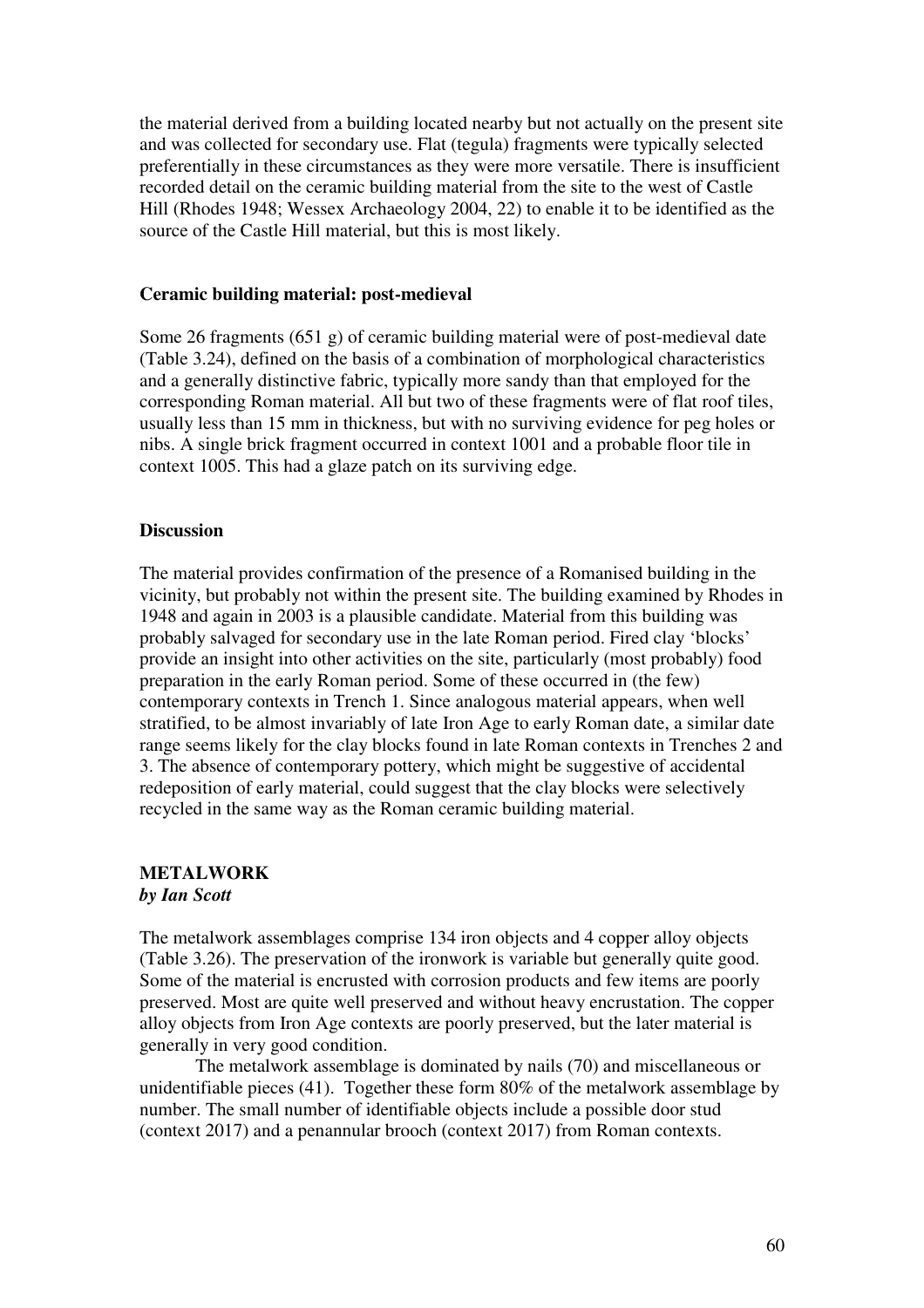the material derived from a building located nearby but not actually on the present site and was collected for secondary use. Flat (tegula) fragments were typically selected preferentially in these circumstances as they were more versatile. There is insufficient recorded detail on the ceramic building material from the site to the west of Castle Hill (Rhodes 1948; Wessex Archaeology 2004, 22) to enable it to be identified as the source of the Castle Hill material, but this is most likely.

### Ceramic building material: post-medieval

Some 26 fragments (651 g) of ceramic building material were of post-medieval date (Table 3.24), defined on the basis of a combination of morphological characteristics and a generally distinctive fabric, typically more sandy than that employed for the corresponding Roman material. All but two of these fragments were of flat roof tiles, usually less than 15 mm in thickness, but with no surviving evidence for peg holes or nibs. A single brick fragment occurred in context 1001 and a probable floor tile in context 1005. This had a glaze patch on its surviving edge.

### Discussion

The material provides confirmation of the presence of a Romanised building in the vicinity, but probably not within the present site. The building examined by Rhodes in 1948 and again in 2003 is a plausible candidate. Material from this building was probably salvaged for secondary use in the late Roman period. Fired clay 'blocks' provide an insight into other activities on the site, particularly (most probably) food preparation in the early Roman period. Some of these occurred in (the few) contemporary contexts in Trench 1. Since analogous material appears, when well stratified, to be almost invariably of late Iron Age to early Roman date, a similar date range seems likely for the clay blocks found in late Roman contexts in Trenches 2 and 3. The absence of contemporary pottery, which might be suggestive of accidental redeposition of early material, could suggest that the clay blocks were selectively recycled in the same way as the Roman ceramic building material.

## METALWORK

***by Ian Scott***

The metalwork assemblages comprise 134 iron objects and 4 copper alloy objects (Table 3.26). The preservation of the ironwork is variable but generally quite good. Some of the material is encrusted with corrosion products and few items are poorly preserved. Most are quite well preserved and without heavy encrustation. The copper alloy objects from Iron Age contexts are poorly preserved, but the later material is generally in very good condition.

The metalwork assemblage is dominated by nails (70) and miscellaneous or unidentifiable pieces (41). Together these form 80% of the metalwork assemblage by number. The small number of identifiable objects include a possible door stud (context 2017) and a penannular brooch (context 2017) from Roman contexts.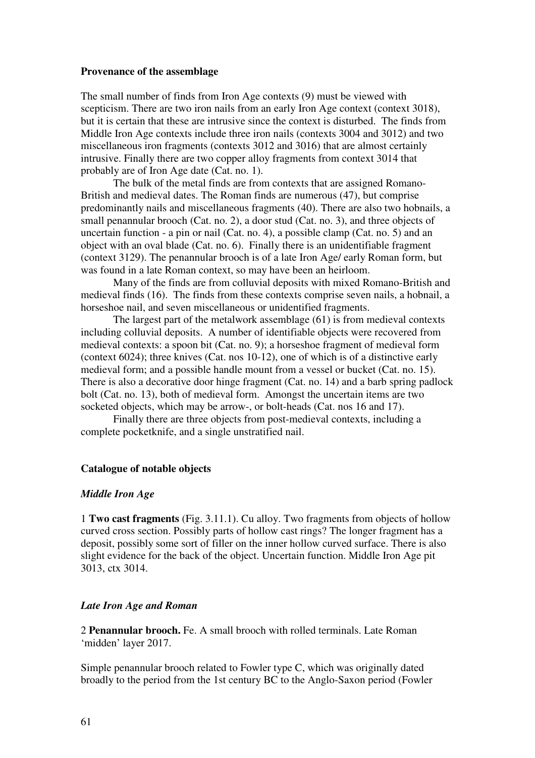**Provenance of the assemblage**

The small number of finds from Iron Age contexts (9) must be viewed with scepticism. There are two iron nails from an early Iron Age context (context 3018), but it is certain that these are intrusive since the context is disturbed. The finds from Middle Iron Age contexts include three iron nails (contexts 3004 and 3012) and two miscellaneous iron fragments (contexts 3012 and 3016) that are almost certainly intrusive. Finally there are two copper alloy fragments from context 3014 that probably are of Iron Age date (Cat. no. 1).

The bulk of the metal finds are from contexts that are assigned Romano-British and medieval dates. The Roman finds are numerous (47), but comprise predominantly nails and miscellaneous fragments (40). There are also two hobnails, a small penannular brooch (Cat. no. 2), a door stud (Cat. no. 3), and three objects of uncertain function - a pin or nail (Cat. no. 4), a possible clamp (Cat. no. 5) and an object with an oval blade (Cat. no. 6). Finally there is an unidentifiable fragment (context 3129). The penannular brooch is of a late Iron Age/ early Roman form, but was found in a late Roman context, so may have been an heirloom.

Many of the finds are from colluvial deposits with mixed Romano-British and medieval finds (16). The finds from these contexts comprise seven nails, a hobnail, a horseshoe nail, and seven miscellaneous or unidentified fragments.

The largest part of the metalwork assemblage (61) is from medieval contexts including colluvial deposits. A number of identifiable objects were recovered from medieval contexts: a spoon bit (Cat. no. 9); a horseshoe fragment of medieval form (context 6024); three knives (Cat. nos 10-12), one of which is of a distinctive early medieval form; and a possible handle mount from a vessel or bucket (Cat. no. 15). There is also a decorative door hinge fragment (Cat. no. 14) and a barb spring padlock bolt (Cat. no. 13), both of medieval form. Amongst the uncertain items are two socketed objects, which may be arrow-, or bolt-heads (Cat. nos 16 and 17).

Finally there are three objects from post-medieval contexts, including a complete pocketknife, and a single unstratified nail.

**Catalogue of notable objects**

***Middle Iron Age***

1 **Two cast fragments** (Fig. 3.11.1). Cu alloy. Two fragments from objects of hollow curved cross section. Possibly parts of hollow cast rings? The longer fragment has a deposit, possibly some sort of filler on the inner hollow curved surface. There is also slight evidence for the back of the object. Uncertain function. Middle Iron Age pit 3013, ctx 3014.

***Late Iron Age and Roman***

2 **Penannular brooch.** Fe. A small brooch with rolled terminals. Late Roman 'midden' layer 2017.

Simple penannular brooch related to Fowler type C, which was originally dated broadly to the period from the 1st century BC to the Anglo-Saxon period (Fowler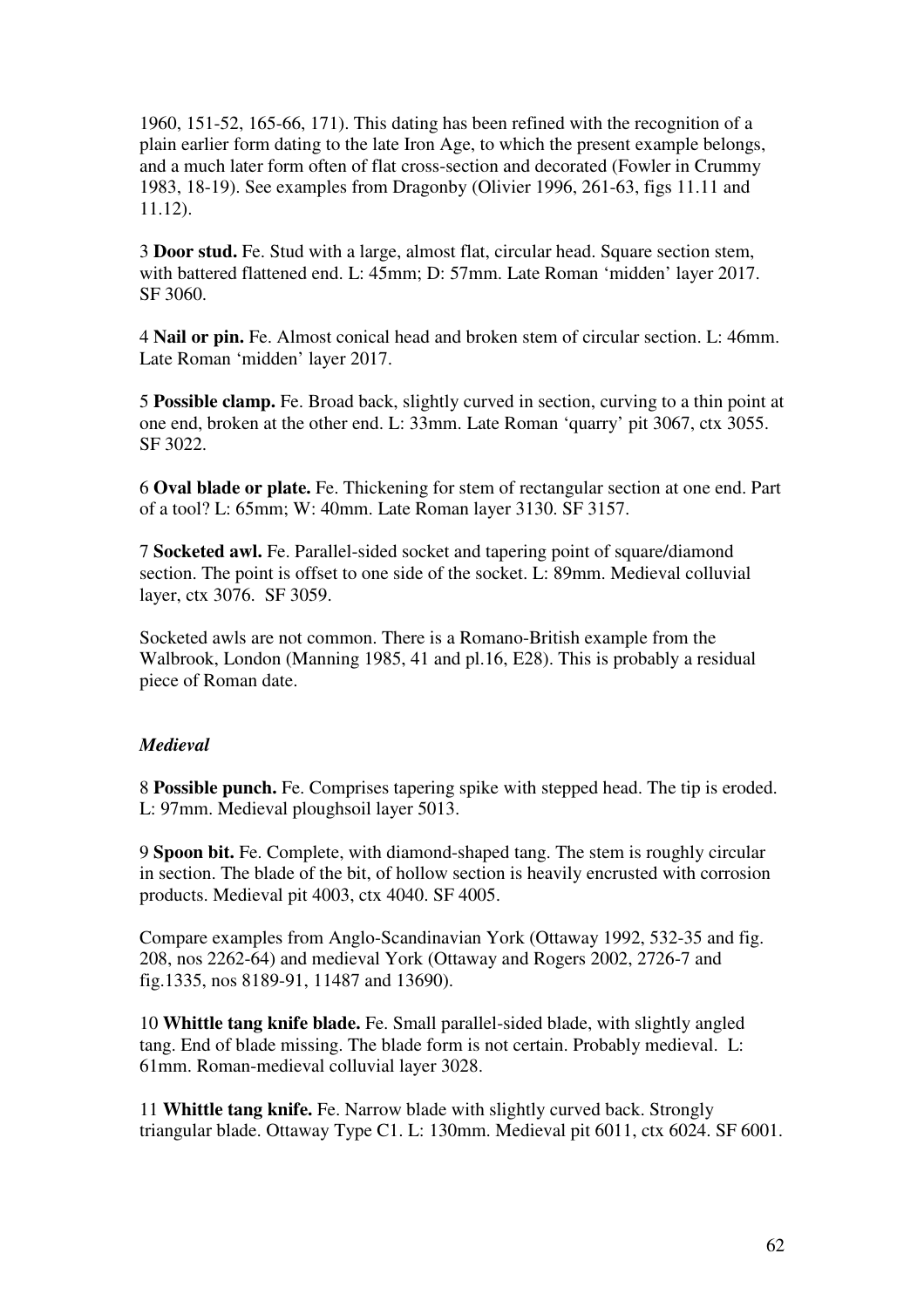1960, 151-52, 165-66, 171). This dating has been refined with the recognition of a plain earlier form dating to the late Iron Age, to which the present example belongs, and a much later form often of flat cross-section and decorated (Fowler in Crummy 1983, 18-19). See examples from Dragonby (Olivier 1996, 261-63, figs 11.11 and 11.12).

3 **Door stud.** Fe. Stud with a large, almost flat, circular head. Square section stem, with battered flattened end. L: 45mm; D: 57mm. Late Roman 'midden' layer 2017. SF 3060.

4 **Nail or pin.** Fe. Almost conical head and broken stem of circular section. L: 46mm. Late Roman 'midden' layer 2017.

5 **Possible clamp.** Fe. Broad back, slightly curved in section, curving to a thin point at one end, broken at the other end. L: 33mm. Late Roman 'quarry' pit 3067, ctx 3055. SF 3022.

6 **Oval blade or plate.** Fe. Thickening for stem of rectangular section at one end. Part of a tool? L: 65mm; W: 40mm. Late Roman layer 3130. SF 3157.

7 **Socketed awl.** Fe. Parallel-sided socket and tapering point of square/diamond section. The point is offset to one side of the socket. L: 89mm. Medieval colluvial layer, ctx 3076. SF 3059.

Socketed awls are not common. There is a Romano-British example from the Walbrook, London (Manning 1985, 41 and pl.16, E28). This is probably a residual piece of Roman date.

### *Medieval*

8 **Possible punch.** Fe. Comprises tapering spike with stepped head. The tip is eroded. L: 97mm. Medieval ploughsoil layer 5013.

9 **Spoon bit.** Fe. Complete, with diamond-shaped tang. The stem is roughly circular in section. The blade of the bit, of hollow section is heavily encrusted with corrosion products. Medieval pit 4003, ctx 4040. SF 4005.

Compare examples from Anglo-Scandinavian York (Ottaway 1992, 532-35 and fig. 208, nos 2262-64) and medieval York (Ottaway and Rogers 2002, 2726-7 and fig.1335, nos 8189-91, 11487 and 13690).

10 **Whittle tang knife blade.** Fe. Small parallel-sided blade, with slightly angled tang. End of blade missing. The blade form is not certain. Probably medieval. L: 61mm. Roman-medieval colluvial layer 3028.

11 **Whittle tang knife.** Fe. Narrow blade with slightly curved back. Strongly triangular blade. Ottaway Type C1. L: 130mm. Medieval pit 6011, ctx 6024. SF 6001.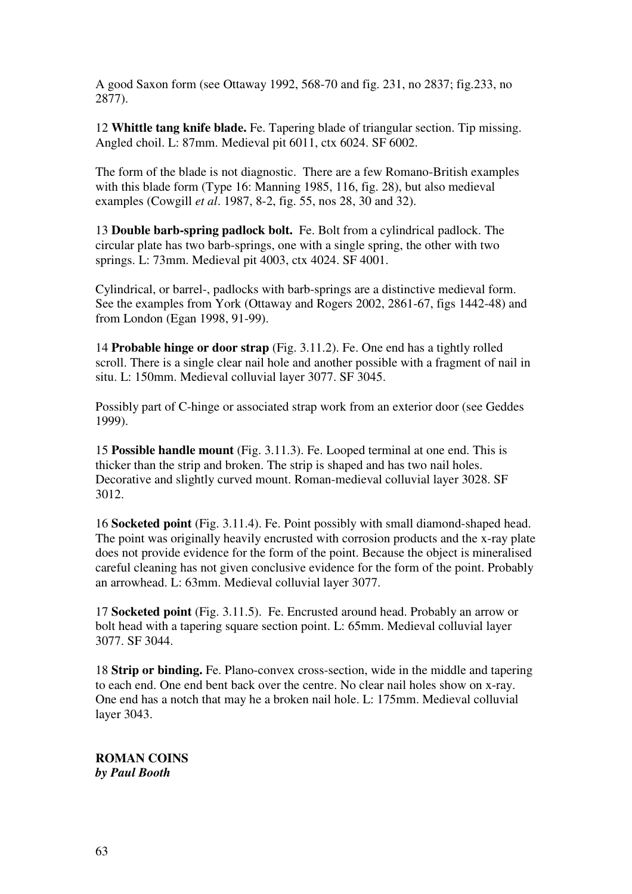A good Saxon form (see Ottaway 1992, 568-70 and fig. 231, no 2837; fig.233, no 2877).

12 **Whittle tang knife blade.** Fe. Tapering blade of triangular section. Tip missing. Angled choil. L: 87mm. Medieval pit 6011, ctx 6024. SF 6002.

The form of the blade is not diagnostic. There are a few Romano-British examples with this blade form (Type 16: Manning 1985, 116, fig. 28), but also medieval examples (Cowgill *et al*. 1987, 8-2, fig. 55, nos 28, 30 and 32).

13 **Double barb-spring padlock bolt.** Fe. Bolt from a cylindrical padlock. The circular plate has two barb-springs, one with a single spring, the other with two springs. L: 73mm. Medieval pit 4003, ctx 4024. SF 4001.

Cylindrical, or barrel-, padlocks with barb-springs are a distinctive medieval form. See the examples from York (Ottaway and Rogers 2002, 2861-67, figs 1442-48) and from London (Egan 1998, 91-99).

14 **Probable hinge or door strap** (Fig. 3.11.2). Fe. One end has a tightly rolled scroll. There is a single clear nail hole and another possible with a fragment of nail in situ. L: 150mm. Medieval colluvial layer 3077. SF 3045.

Possibly part of C-hinge or associated strap work from an exterior door (see Geddes 1999).

15 **Possible handle mount** (Fig. 3.11.3). Fe. Looped terminal at one end. This is thicker than the strip and broken. The strip is shaped and has two nail holes. Decorative and slightly curved mount. Roman-medieval colluvial layer 3028. SF 3012.

16 **Socketed point** (Fig. 3.11.4). Fe. Point possibly with small diamond-shaped head. The point was originally heavily encrusted with corrosion products and the x-ray plate does not provide evidence for the form of the point. Because the object is mineralised careful cleaning has not given conclusive evidence for the form of the point. Probably an arrowhead. L: 63mm. Medieval colluvial layer 3077.

17 **Socketed point** (Fig. 3.11.5). Fe. Encrusted around head. Probably an arrow or bolt head with a tapering square section point. L: 65mm. Medieval colluvial layer 3077. SF 3044.

18 **Strip or binding.** Fe. Plano-convex cross-section, wide in the middle and tapering to each end. One end bent back over the centre. No clear nail holes show on x-ray. One end has a notch that may he a broken nail hole. L: 175mm. Medieval colluvial layer 3043.

**ROMAN COINS**
***by Paul Booth***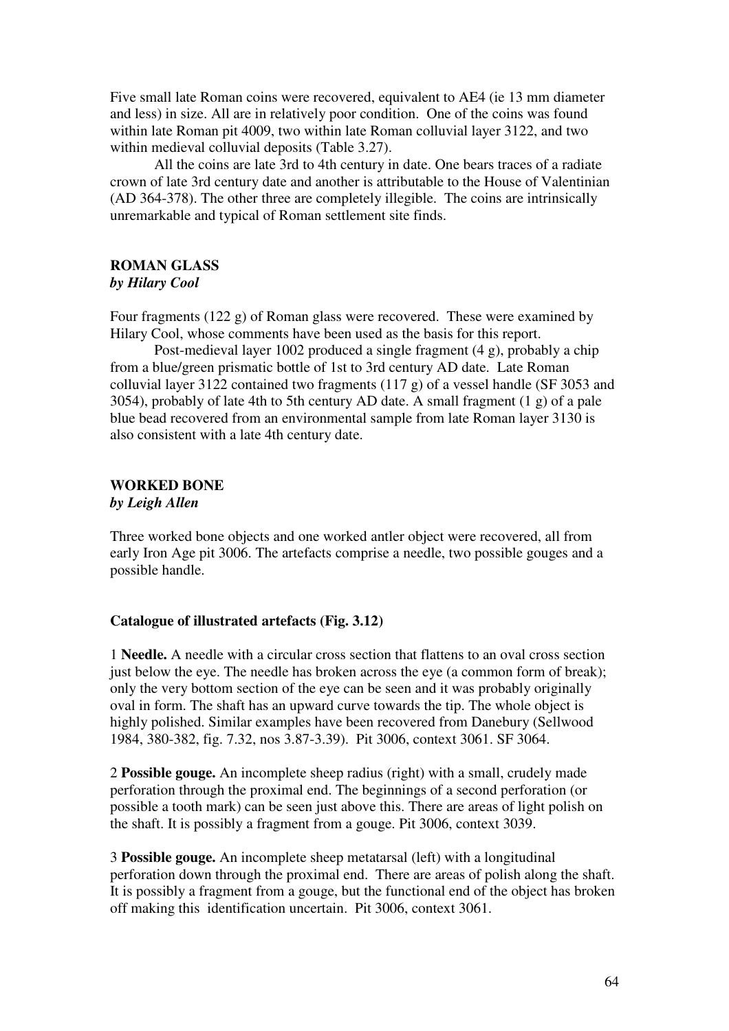Five small late Roman coins were recovered, equivalent to AE4 (ie 13 mm diameter and less) in size. All are in relatively poor condition. One of the coins was found within late Roman pit 4009, two within late Roman colluvial layer 3122, and two within medieval colluvial deposits (Table 3.27).

All the coins are late 3rd to 4th century in date. One bears traces of a radiate crown of late 3rd century date and another is attributable to the House of Valentinian (AD 364-378). The other three are completely illegible. The coins are intrinsically unremarkable and typical of Roman settlement site finds.

## ROMAN GLASS
***by Hilary Cool***

Four fragments (122 g) of Roman glass were recovered. These were examined by Hilary Cool, whose comments have been used as the basis for this report.

Post-medieval layer 1002 produced a single fragment (4 g), probably a chip from a blue/green prismatic bottle of 1st to 3rd century AD date. Late Roman colluvial layer 3122 contained two fragments (117 g) of a vessel handle (SF 3053 and 3054), probably of late 4th to 5th century AD date. A small fragment (1 g) of a pale blue bead recovered from an environmental sample from late Roman layer 3130 is also consistent with a late 4th century date.

## WORKED BONE
***by Leigh Allen***

Three worked bone objects and one worked antler object were recovered, all from early Iron Age pit 3006. The artefacts comprise a needle, two possible gouges and a possible handle.

### Catalogue of illustrated artefacts (Fig. 3.12)

1 **Needle.** A needle with a circular cross section that flattens to an oval cross section just below the eye. The needle has broken across the eye (a common form of break); only the very bottom section of the eye can be seen and it was probably originally oval in form. The shaft has an upward curve towards the tip. The whole object is highly polished. Similar examples have been recovered from Danebury (Sellwood 1984, 380-382, fig. 7.32, nos 3.87-3.39). Pit 3006, context 3061. SF 3064.

2 **Possible gouge.** An incomplete sheep radius (right) with a small, crudely made perforation through the proximal end. The beginnings of a second perforation (or possible a tooth mark) can be seen just above this. There are areas of light polish on the shaft. It is possibly a fragment from a gouge. Pit 3006, context 3039.

3 **Possible gouge.** An incomplete sheep metatarsal (left) with a longitudinal perforation down through the proximal end. There are areas of polish along the shaft. It is possibly a fragment from a gouge, but the functional end of the object has broken off making this identification uncertain. Pit 3006, context 3061.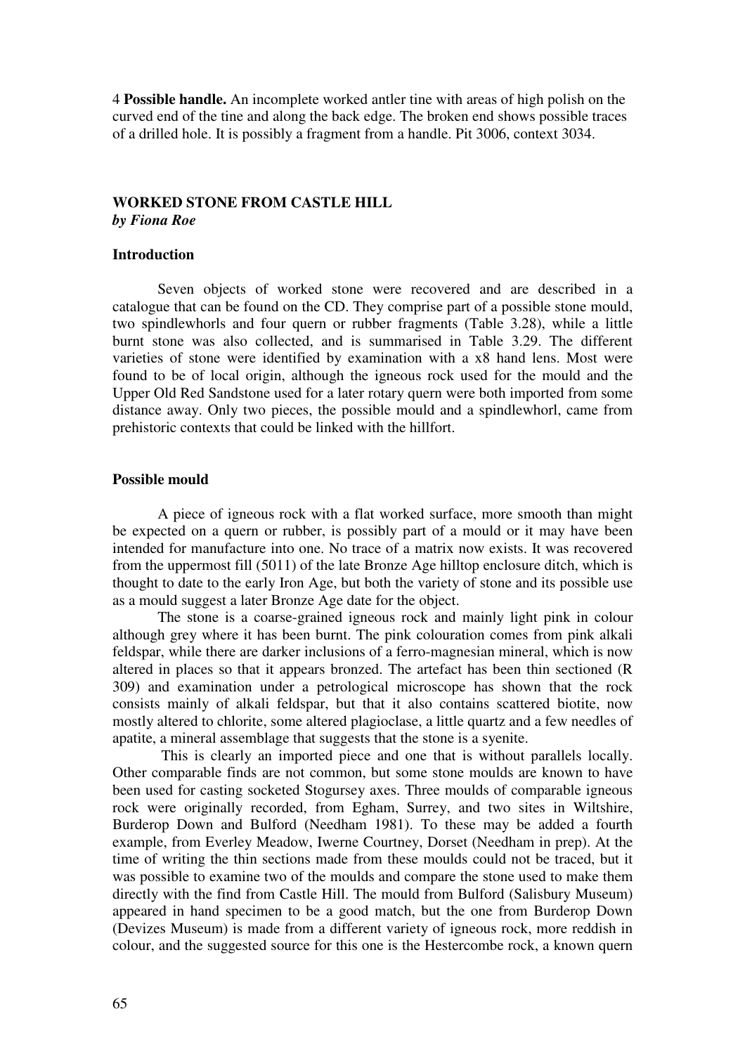4 **Possible handle.** An incomplete worked antler tine with areas of high polish on the curved end of the tine and along the back edge. The broken end shows possible traces of a drilled hole. It is possibly a fragment from a handle. Pit 3006, context 3034.

## WORKED STONE FROM CASTLE HILL

***by Fiona Roe***

### Introduction

Seven objects of worked stone were recovered and are described in a catalogue that can be found on the CD. They comprise part of a possible stone mould, two spindlewhorls and four quern or rubber fragments (Table 3.28), while a little burnt stone was also collected, and is summarised in Table 3.29. The different varieties of stone were identified by examination with a x8 hand lens. Most were found to be of local origin, although the igneous rock used for the mould and the Upper Old Red Sandstone used for a later rotary quern were both imported from some distance away. Only two pieces, the possible mould and a spindlewhorl, came from prehistoric contexts that could be linked with the hillfort.

### Possible mould

A piece of igneous rock with a flat worked surface, more smooth than might be expected on a quern or rubber, is possibly part of a mould or it may have been intended for manufacture into one. No trace of a matrix now exists. It was recovered from the uppermost fill (5011) of the late Bronze Age hilltop enclosure ditch, which is thought to date to the early Iron Age, but both the variety of stone and its possible use as a mould suggest a later Bronze Age date for the object.

The stone is a coarse-grained igneous rock and mainly light pink in colour although grey where it has been burnt. The pink colouration comes from pink alkali feldspar, while there are darker inclusions of a ferro-magnesian mineral, which is now altered in places so that it appears bronzed. The artefact has been thin sectioned (R 309) and examination under a petrological microscope has shown that the rock consists mainly of alkali feldspar, but that it also contains scattered biotite, now mostly altered to chlorite, some altered plagioclase, a little quartz and a few needles of apatite, a mineral assemblage that suggests that the stone is a syenite.

This is clearly an imported piece and one that is without parallels locally. Other comparable finds are not common, but some stone moulds are known to have been used for casting socketed Stogursey axes. Three moulds of comparable igneous rock were originally recorded, from Egham, Surrey, and two sites in Wiltshire, Burderop Down and Bulford (Needham 1981). To these may be added a fourth example, from Everley Meadow, Iwerne Courtney, Dorset (Needham in prep). At the time of writing the thin sections made from these moulds could not be traced, but it was possible to examine two of the moulds and compare the stone used to make them directly with the find from Castle Hill. The mould from Bulford (Salisbury Museum) appeared in hand specimen to be a good match, but the one from Burderop Down (Devizes Museum) is made from a different variety of igneous rock, more reddish in colour, and the suggested source for this one is the Hestercombe rock, a known quern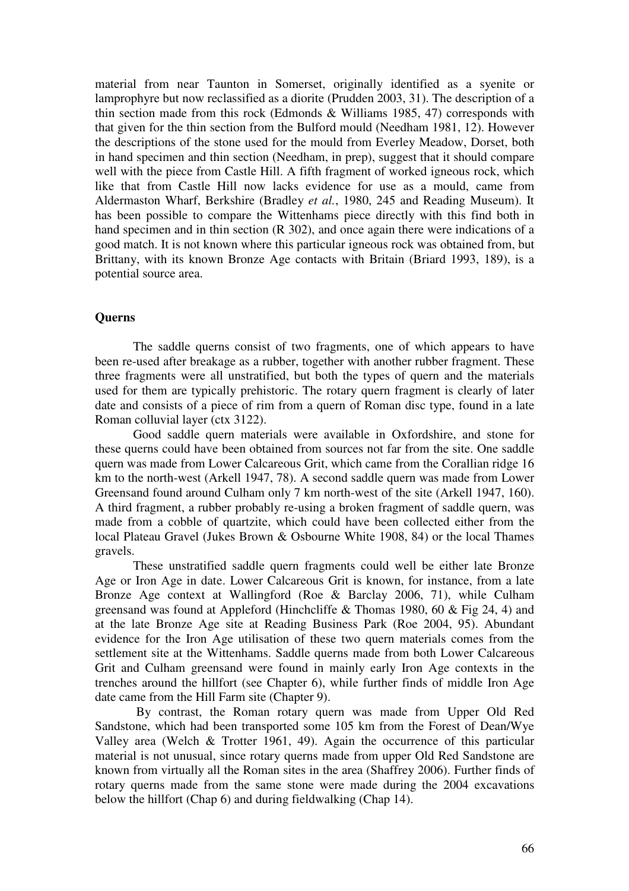material from near Taunton in Somerset, originally identified as a syenite or lamprophyre but now reclassified as a diorite (Prudden 2003, 31). The description of a thin section made from this rock (Edmonds & Williams 1985, 47) corresponds with that given for the thin section from the Bulford mould (Needham 1981, 12). However the descriptions of the stone used for the mould from Everley Meadow, Dorset, both in hand specimen and thin section (Needham, in prep), suggest that it should compare well with the piece from Castle Hill. A fifth fragment of worked igneous rock, which like that from Castle Hill now lacks evidence for use as a mould, came from Aldermaston Wharf, Berkshire (Bradley *et al.*, 1980, 245 and Reading Museum). It has been possible to compare the Wittenhams piece directly with this find both in hand specimen and in thin section (R 302), and once again there were indications of a good match. It is not known where this particular igneous rock was obtained from, but Brittany, with its known Bronze Age contacts with Britain (Briard 1993, 189), is a potential source area.

## Querns

The saddle querns consist of two fragments, one of which appears to have been re-used after breakage as a rubber, together with another rubber fragment. These three fragments were all unstratified, but both the types of quern and the materials used for them are typically prehistoric. The rotary quern fragment is clearly of later date and consists of a piece of rim from a quern of Roman disc type, found in a late Roman colluvial layer (ctx 3122).

Good saddle quern materials were available in Oxfordshire, and stone for these querns could have been obtained from sources not far from the site. One saddle quern was made from Lower Calcareous Grit, which came from the Corallian ridge 16 km to the north-west (Arkell 1947, 78). A second saddle quern was made from Lower Greensand found around Culham only 7 km north-west of the site (Arkell 1947, 160). A third fragment, a rubber probably re-using a broken fragment of saddle quern, was made from a cobble of quartzite, which could have been collected either from the local Plateau Gravel (Jukes Brown & Osbourne White 1908, 84) or the local Thames gravels.

These unstratified saddle quern fragments could well be either late Bronze Age or Iron Age in date. Lower Calcareous Grit is known, for instance, from a late Bronze Age context at Wallingford (Roe & Barclay 2006, 71), while Culham greensand was found at Appleford (Hinchcliffe & Thomas 1980, 60 & Fig 24, 4) and at the late Bronze Age site at Reading Business Park (Roe 2004, 95). Abundant evidence for the Iron Age utilisation of these two quern materials comes from the settlement site at the Wittenhams. Saddle querns made from both Lower Calcareous Grit and Culham greensand were found in mainly early Iron Age contexts in the trenches around the hillfort (see Chapter 6), while further finds of middle Iron Age date came from the Hill Farm site (Chapter 9).

By contrast, the Roman rotary quern was made from Upper Old Red Sandstone, which had been transported some 105 km from the Forest of Dean/Wye Valley area (Welch & Trotter 1961, 49). Again the occurrence of this particular material is not unusual, since rotary querns made from upper Old Red Sandstone are known from virtually all the Roman sites in the area (Shaffrey 2006). Further finds of rotary querns made from the same stone were made during the 2004 excavations below the hillfort (Chap 6) and during fieldwalking (Chap 14).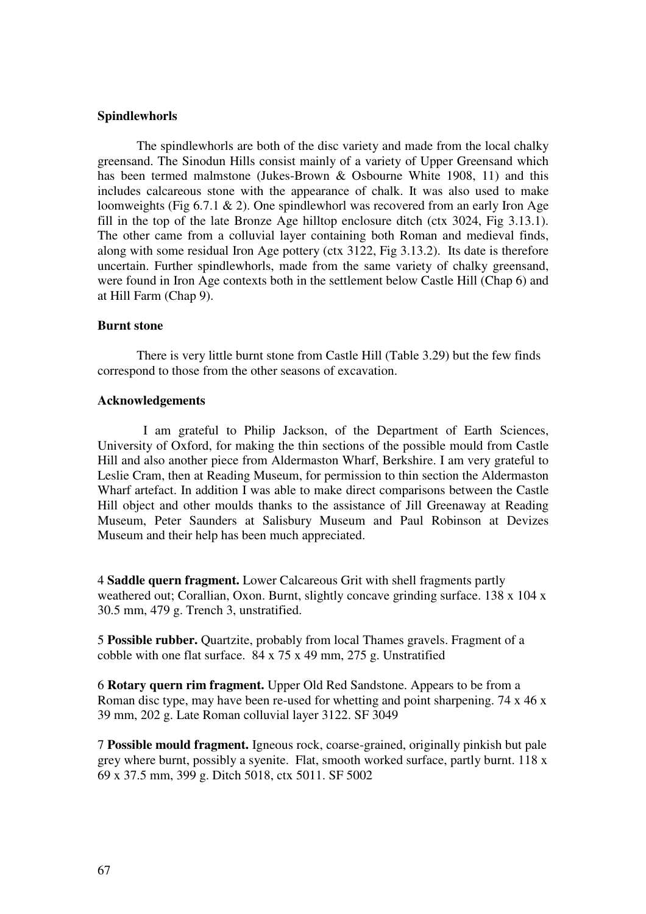### Spindlewhorls

The spindlewhorls are both of the disc variety and made from the local chalky greensand. The Sinodun Hills consist mainly of a variety of Upper Greensand which has been termed malmstone (Jukes-Brown & Osbourne White 1908, 11) and this includes calcareous stone with the appearance of chalk. It was also used to make loomweights (Fig 6.7.1 & 2). One spindlewhorl was recovered from an early Iron Age fill in the top of the late Bronze Age hilltop enclosure ditch (ctx 3024, Fig 3.13.1). The other came from a colluvial layer containing both Roman and medieval finds, along with some residual Iron Age pottery (ctx 3122, Fig 3.13.2). Its date is therefore uncertain. Further spindlewhorls, made from the same variety of chalky greensand, were found in Iron Age contexts both in the settlement below Castle Hill (Chap 6) and at Hill Farm (Chap 9).

### Burnt stone

There is very little burnt stone from Castle Hill (Table 3.29) but the few finds correspond to those from the other seasons of excavation.

### Acknowledgements

I am grateful to Philip Jackson, of the Department of Earth Sciences, University of Oxford, for making the thin sections of the possible mould from Castle Hill and also another piece from Aldermaston Wharf, Berkshire. I am very grateful to Leslie Cram, then at Reading Museum, for permission to thin section the Aldermaston Wharf artefact. In addition I was able to make direct comparisons between the Castle Hill object and other moulds thanks to the assistance of Jill Greenaway at Reading Museum, Peter Saunders at Salisbury Museum and Paul Robinson at Devizes Museum and their help has been much appreciated.

4 **Saddle quern fragment.** Lower Calcareous Grit with shell fragments partly weathered out; Corallian, Oxon. Burnt, slightly concave grinding surface. 138 x 104 x 30.5 mm, 479 g. Trench 3, unstratified.

5 **Possible rubber.** Quartzite, probably from local Thames gravels. Fragment of a cobble with one flat surface. 84 x 75 x 49 mm, 275 g. Unstratified

6 **Rotary quern rim fragment.** Upper Old Red Sandstone. Appears to be from a Roman disc type, may have been re-used for whetting and point sharpening. 74 x 46 x 39 mm, 202 g. Late Roman colluvial layer 3122. SF 3049

7 **Possible mould fragment.** Igneous rock, coarse-grained, originally pinkish but pale grey where burnt, possibly a syenite. Flat, smooth worked surface, partly burnt. 118 x 69 x 37.5 mm, 399 g. Ditch 5018, ctx 5011. SF 5002